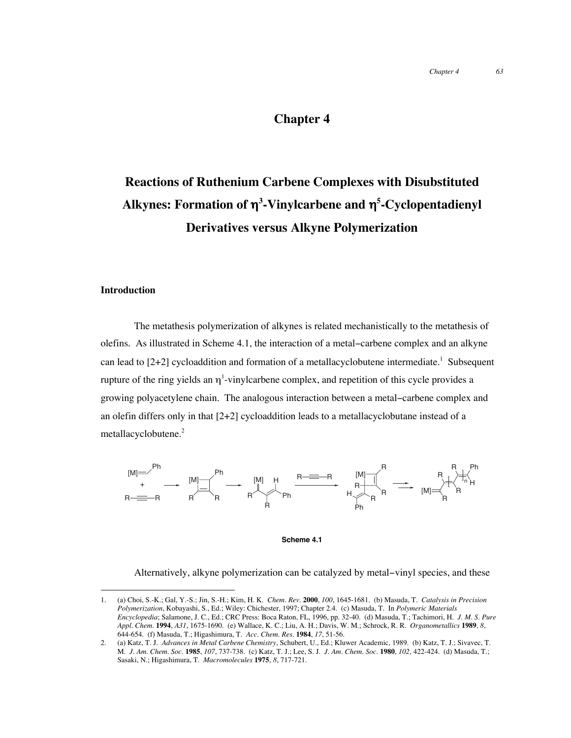# Chapter 4

## Reactions of Ruthenium Carbene Complexes with Disubstituted Alkynes: Formation of $\eta^3$-Vinylcarbene and $\eta^5$-Cyclopentadienyl Derivatives versus Alkyne Polymerization

### Introduction

The metathesis polymerization of alkynes is related mechanistically to the metathesis of olefins. As illustrated in Scheme 4.1, the interaction of a metal−carbene complex and an alkyne can lead to [2+2] cycloaddition and formation of a metallacyclobutene intermediate.[1] Subsequent rupture of the ring yields an $\eta^1$-vinylcarbene complex, and repetition of this cycle provides a growing polyacetylene chain. The analogous interaction between a metal−carbene complex and an olefin differs only in that [2+2] cycloaddition leads to a metallacyclobutane instead of a metallacyclobutene.[2]

**Scheme 4.1**

Alternatively, alkyne polymerization can be catalyzed by metal−vinyl species, and these

---

1. (a) Choi, S.-K.; Gal, Y.-S.; Jin, S.-H.; Kim, H. K. *Chem. Rev.* **2000**, *100*, 1645-1681. (b) Masuda, T. *Catalysis in Precision Polymerization*, Kobayashi, S., Ed.; Wiley: Chichester, 1997; Chapter 2.4. (c) Masuda, T. In *Polymeric Materials Encyclopedia*; Salamone, J. C., Ed.; CRC Press: Boca Raton, FL, 1996, pp. 32-40. (d) Masuda, T.; Tachimori, H. *J. M. S. Pure Appl. Chem.* **1994**, *A31*, 1675-1690. (e) Wallace, K. C.; Liu, A. H.; Davis, W. M.; Schrock, R. R. *Organometallics* **1989**, *8*, 644-654. (f) Masuda, T.; Higashimura, T. *Acc. Chem. Res.* **1984**, *17*, 51-56.
2. (a) Katz, T. J. *Advances in Metal Carbene Chemistry*, Schubert, U., Ed.; Kluwer Academic, 1989. (b) Katz, T. J.; Sivavec, T. M. *J. Am. Chem. Soc.* **1985**, *107*, 737-738. (c) Katz, T. J.; Lee, S. J. *J. Am. Chem. Soc.* **1980**, *102*, 422-424. (d) Masuda, T.; Sasaki, N.; Higashimura, T. *Macromolecules* **1975**, *8*, 717-721.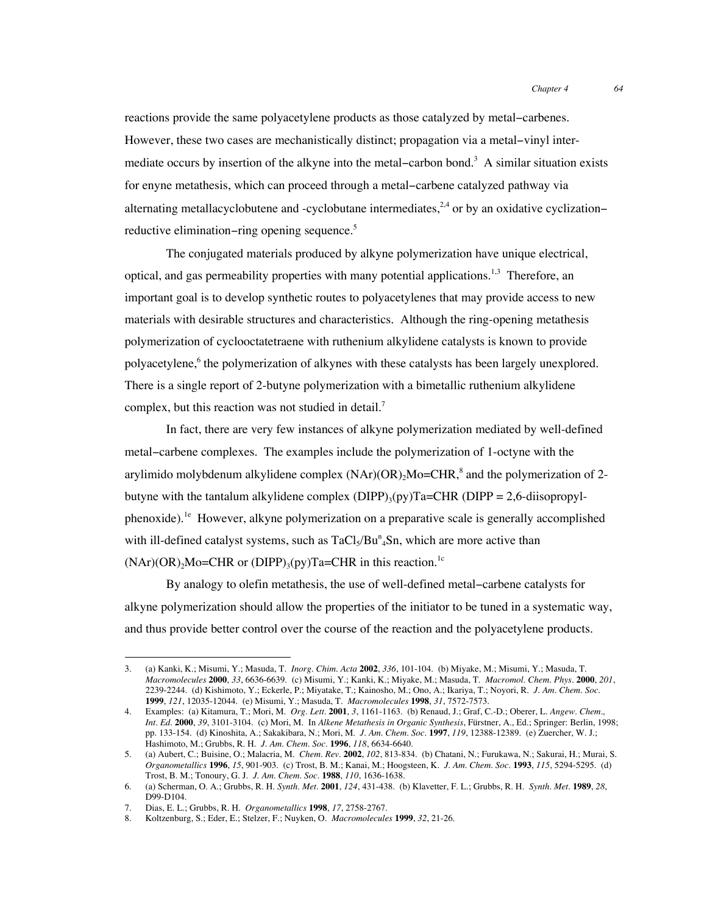reactions provide the same polyacetylene products as those catalyzed by metal–carbenes. However, these two cases are mechanistically distinct; propagation via a metal–vinyl intermediate occurs by insertion of the alkyne into the metal–carbon bond.[3] A similar situation exists for enyne metathesis, which can proceed through a metal–carbene catalyzed pathway via alternating metallacyclobutene and -cyclobutane intermediates,[2,4] or by an oxidative cyclization–reductive elimination–ring opening sequence.[5]

The conjugated materials produced by alkyne polymerization have unique electrical, optical, and gas permeability properties with many potential applications.[1,3] Therefore, an important goal is to develop synthetic routes to polyacetylenes that may provide access to new materials with desirable structures and characteristics. Although the ring-opening metathesis polymerization of cyclooctatetraene with ruthenium alkylidene catalysts is known to provide polyacetylene,[6] the polymerization of alkynes with these catalysts has been largely unexplored. There is a single report of 2-butyne polymerization with a bimetallic ruthenium alkylidene complex, but this reaction was not studied in detail.[7]

In fact, there are very few instances of alkyne polymerization mediated by well-defined metal–carbene complexes. The examples include the polymerization of 1-octyne with the arylimido molybdenum alkylidene complex $(NAr)(OR)_2Mo{=}CHR$,[8] and the polymerization of 2-butyne with the tantalum alkylidene complex $(DIPP)_3(py)Ta{=}CHR$ (DIPP = 2,6-diisopropylphenoxide).[1e] However, alkyne polymerization on a preparative scale is generally accomplished with ill-defined catalyst systems, such as $TaCl_5/Bu^n{}_4Sn$, which are more active than $(NAr)(OR)_2Mo{=}CHR$ or $(DIPP)_3(py)Ta{=}CHR$ in this reaction.[1c]

By analogy to olefin metathesis, the use of well-defined metal–carbene catalysts for alkyne polymerization should allow the properties of the initiator to be tuned in a systematic way, and thus provide better control over the course of the reaction and the polyacetylene products.

---

3. (a) Kanki, K.; Misumi, Y.; Masuda, T. *Inorg. Chim. Acta* **2002**, *336*, 101-104. (b) Miyake, M.; Misumi, Y.; Masuda, T. *Macromolecules* **2000**, *33*, 6636-6639. (c) Misumi, Y.; Kanki, K.; Miyake, M.; Masuda, T. *Macromol. Chem. Phys.* **2000**, *201*, 2239-2244. (d) Kishimoto, Y.; Eckerle, P.; Miyatake, T.; Kainosho, M.; Ono, A.; Ikariya, T.; Noyori, R. *J. Am. Chem. Soc.* **1999**, *121*, 12035-12044. (e) Misumi, Y.; Masuda, T. *Macromolecules* **1998**, *31*, 7572-7573.
4. Examples: (a) Kitamura, T.; Mori, M. *Org. Lett.* **2001**, *3*, 1161-1163. (b) Renaud, J.; Graf, C.-D.; Oberer, L. *Angew. Chem., Int. Ed.* **2000**, *39*, 3101-3104. (c) Mori, M. In *Alkene Metathesis in Organic Synthesis*, Fürstner, A., Ed.; Springer: Berlin, 1998; pp. 133-154. (d) Kinoshita, A.; Sakakibara, N.; Mori, M. *J. Am. Chem. Soc.* **1997**, *119*, 12388-12389. (e) Zuercher, W. J.; Hashimoto, M.; Grubbs, R. H. *J. Am. Chem. Soc.* **1996**, *118*, 6634-6640.
5. (a) Aubert, C.; Buisine, O.; Malacria, M. *Chem. Rev.* **2002**, *102*, 813-834. (b) Chatani, N.; Furukawa, N.; Sakurai, H.; Murai, S. *Organometallics* **1996**, *15*, 901-903. (c) Trost, B. M.; Kanai, M.; Hoogsteen, K. *J. Am. Chem. Soc.* **1993**, *115*, 5294-5295. (d) Trost, B. M.; Tonoury, G. J. *J. Am. Chem. Soc.* **1988**, *110*, 1636-1638.
6. (a) Scherman, O. A.; Grubbs, R. H. *Synth. Met.* **2001**, *124*, 431-438. (b) Klavetter, F. L.; Grubbs, R. H. *Synth. Met.* **1989**, *28*, D99-D104.
7. Dias, E. L.; Grubbs, R. H. *Organometallics* **1998**, *17*, 2758-2767.
8. Koltzenburg, S.; Eder, E.; Stelzer, F.; Nuyken, O. *Macromolecules* **1999**, *32*, 21-26.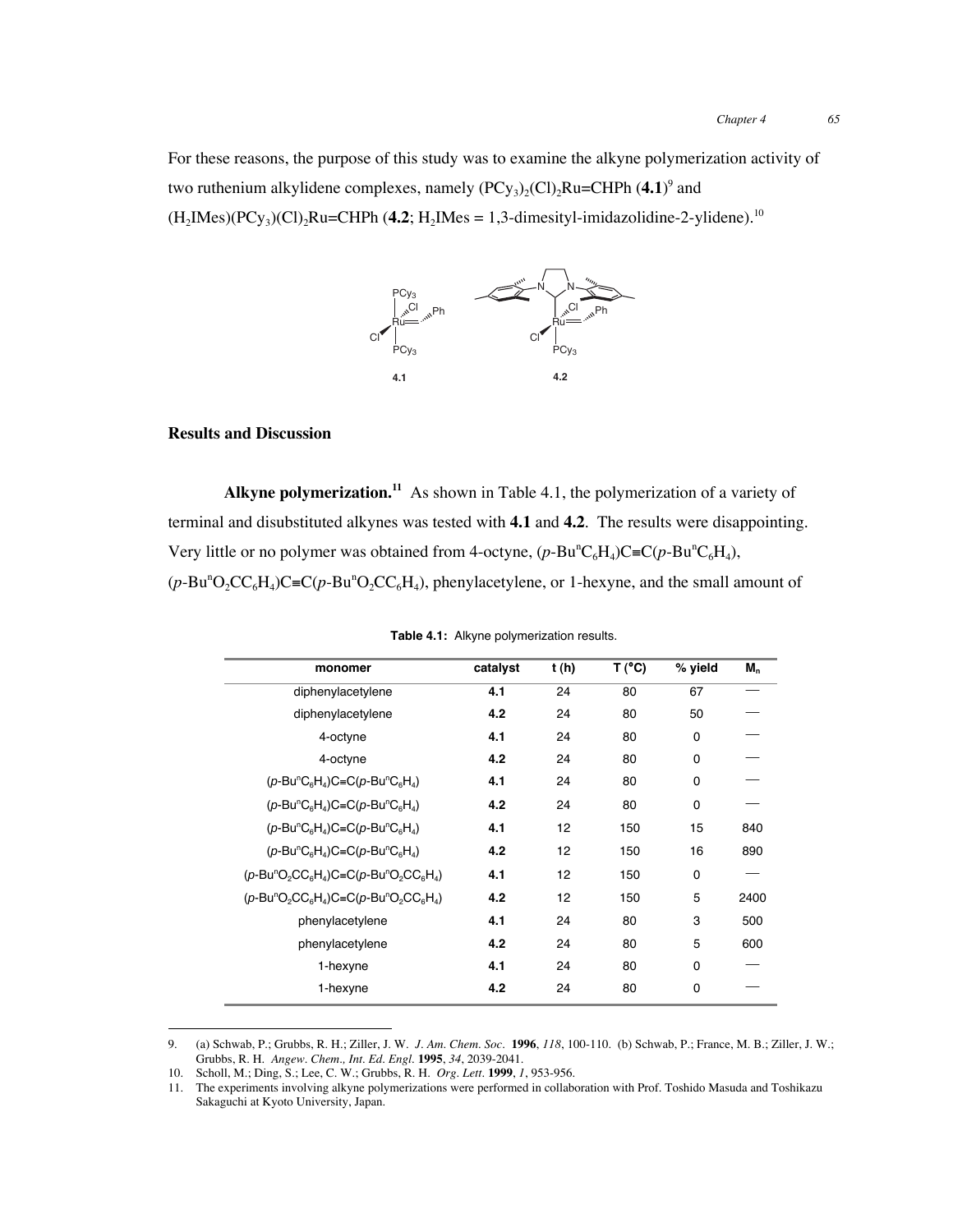For these reasons, the purpose of this study was to examine the alkyne polymerization activity of two ruthenium alkylidene complexes, namely $(PCy_3)_2(Cl)_2Ru{=}CHPh$ (**4.1**)[9] and $(H_2IMes)(PCy_3)(Cl)_2Ru{=}CHPh$ (**4.2**; $H_2IMes$ = 1,3-dimesityl-imidazolidine-2-ylidene).[10]

## Results and Discussion

**Alkyne polymerization.**[11] As shown in Table 4.1, the polymerization of a variety of terminal and disubstituted alkynes was tested with **4.1** and **4.2**. The results were disappointing. Very little or no polymer was obtained from 4-octyne, $(p\text{-Bu}^nC_6H_4)C{\equiv}C(p\text{-Bu}^nC_6H_4)$, $(p\text{-Bu}^nO_2CC_6H_4)C{\equiv}C(p\text{-Bu}^nO_2CC_6H_4)$, phenylacetylene, or 1-hexyne, and the small amount of

**Table 4.1:** Alkyne polymerization results.

| monomer | catalyst | t (h) | T (°C) | % yield | $M_n$ |
|---|---|---|---|---|---|
| diphenylacetylene | **4.1** | 24 | 80 | 67 | — |
| diphenylacetylene | **4.2** | 24 | 80 | 50 | — |
| 4-octyne | **4.1** | 24 | 80 | 0 | — |
| 4-octyne | **4.2** | 24 | 80 | 0 | — |
| $(p\text{-Bu}^nC_6H_4)C{\equiv}C(p\text{-Bu}^nC_6H_4)$ | **4.1** | 24 | 80 | 0 | — |
| $(p\text{-Bu}^nC_6H_4)C{\equiv}C(p\text{-Bu}^nC_6H_4)$ | **4.2** | 24 | 80 | 0 | — |
| $(p\text{-Bu}^nC_6H_4)C{\equiv}C(p\text{-Bu}^nC_6H_4)$ | **4.1** | 12 | 150 | 15 | 840 |
| $(p\text{-Bu}^nC_6H_4)C{\equiv}C(p\text{-Bu}^nC_6H_4)$ | **4.2** | 12 | 150 | 16 | 890 |
| $(p\text{-Bu}^nO_2CC_6H_4)C{\equiv}C(p\text{-Bu}^nO_2CC_6H_4)$ | **4.1** | 12 | 150 | 0 | — |
| $(p\text{-Bu}^nO_2CC_6H_4)C{\equiv}C(p\text{-Bu}^nO_2CC_6H_4)$ | **4.2** | 12 | 150 | 5 | 2400 |
| phenylacetylene | **4.1** | 24 | 80 | 3 | 500 |
| phenylacetylene | **4.2** | 24 | 80 | 5 | 600 |
| 1-hexyne | **4.1** | 24 | 80 | 0 | — |
| 1-hexyne | **4.2** | 24 | 80 | 0 | — |

9. (a) Schwab, P.; Grubbs, R. H.; Ziller, J. W. *J. Am. Chem. Soc.* **1996**, *118*, 100-110. (b) Schwab, P.; France, M. B.; Ziller, J. W.; Grubbs, R. H. *Angew. Chem., Int. Ed. Engl.* **1995**, *34*, 2039-2041.
10. Scholl, M.; Ding, S.; Lee, C. W.; Grubbs, R. H. *Org. Lett.* **1999**, *1*, 953-956.
11. The experiments involving alkyne polymerizations were performed in collaboration with Prof. Toshido Masuda and Toshikazu Sakaguchi at Kyoto University, Japan.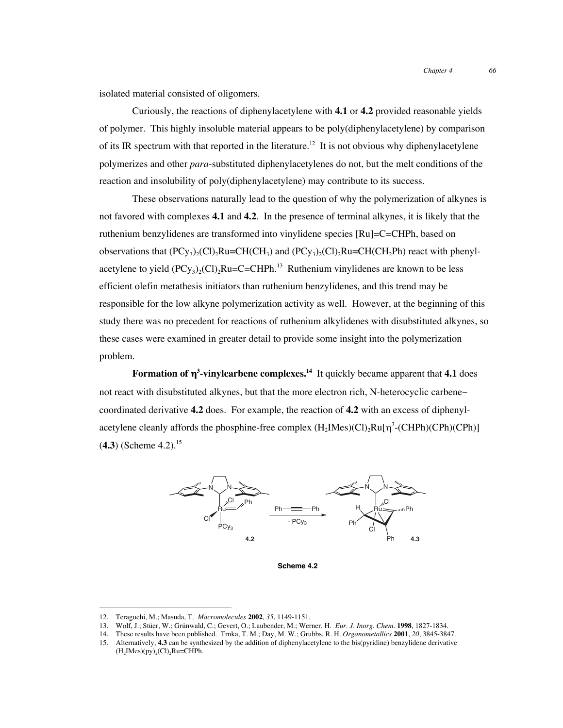isolated material consisted of oligomers.

Curiously, the reactions of diphenylacetylene with **4.1** or **4.2** provided reasonable yields of polymer. This highly insoluble material appears to be poly(diphenylacetylene) by comparison of its IR spectrum with that reported in the literature.[12] It is not obvious why diphenylacetylene polymerizes and other *para*-substituted diphenylacetylenes do not, but the melt conditions of the reaction and insolubility of poly(diphenylacetylene) may contribute to its success.

These observations naturally lead to the question of why the polymerization of alkynes is not favored with complexes **4.1** and **4.2**. In the presence of terminal alkynes, it is likely that the ruthenium benzylidenes are transformed into vinylidene species [Ru]=C=CHPh, based on observations that $(PCy_3)_2(Cl)_2Ru{=}CH(CH_3)$ and $(PCy_3)_2(Cl)_2Ru{=}CH(CH_2Ph)$ react with phenylacetylene to yield $(PCy_3)_2(Cl)_2Ru{=}C{=}CHPh$.[13] Ruthenium vinylidenes are known to be less efficient olefin metathesis initiators than ruthenium benzylidenes, and this trend may be responsible for the low alkyne polymerization activity as well. However, at the beginning of this study there was no precedent for reactions of ruthenium alkylidenes with disubstituted alkynes, so these cases were examined in greater detail to provide some insight into the polymerization problem.

**Formation of $\eta^3$-vinylcarbene complexes.**[14] It quickly became apparent that **4.1** does not react with disubstituted alkynes, but that the more electron rich, N-heterocyclic carbene–coordinated derivative **4.2** does. For example, the reaction of **4.2** with an excess of diphenylacetylene cleanly affords the phosphine-free complex $(H_2IMes)(Cl)_2Ru[\eta^3\text{-}(CHPh)(CPh)(CPh)]$ (**4.3**) (Scheme 4.2).[15]

**Scheme 4.2**

12. Teraguchi, M.; Masuda, T. *Macromolecules* **2002**, *35*, 1149-1151.
13. Wolf, J.; Stüer, W.; Grünwald, C.; Gevert, O.; Laubender, M.; Werner, H. *Eur. J. Inorg. Chem.* **1998**, 1827-1834.
14. These results have been published. Trnka, T. M.; Day, M. W.; Grubbs, R. H. *Organometallics* **2001**, *20*, 3845-3847.
15. Alternatively, **4.3** can be synthesized by the addition of diphenylacetylene to the bis(pyridine) benzylidene derivative $(H_2IMes)(py)_2(Cl)_2Ru{=}CHPh$.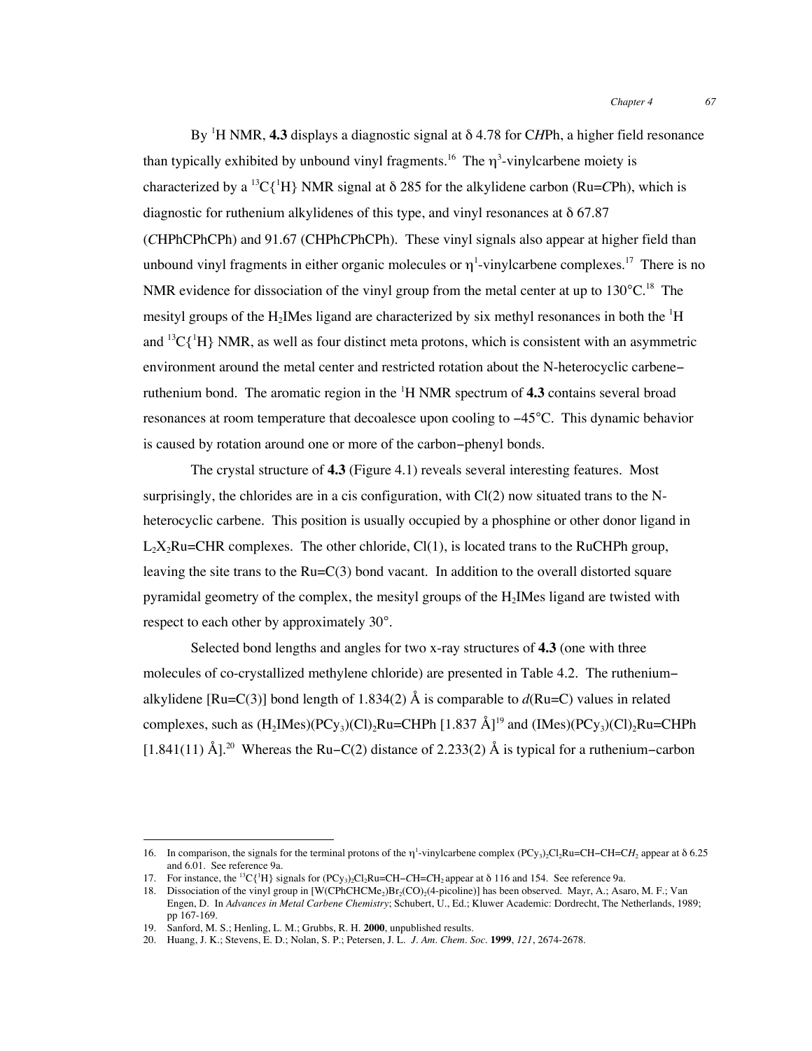By $^1$H NMR, **4.3** displays a diagnostic signal at δ 4.78 for C*H*Ph, a higher field resonance than typically exhibited by unbound vinyl fragments.[16] The $\eta^3$-vinylcarbene moiety is characterized by a $^{13}C\{^1H\}$ NMR signal at δ 285 for the alkylidene carbon (Ru=*C*Ph), which is diagnostic for ruthenium alkylidenes of this type, and vinyl resonances at δ 67.87 (*C*HPhCPhCPh) and 91.67 (CHPh*C*PhCPh). These vinyl signals also appear at higher field than unbound vinyl fragments in either organic molecules or $\eta^1$-vinylcarbene complexes.[17] There is no NMR evidence for dissociation of the vinyl group from the metal center at up to 130°C.[18] The mesityl groups of the $H_2$IMes ligand are characterized by six methyl resonances in both the $^1$H and $^{13}C\{^1H\}$ NMR, as well as four distinct meta protons, which is consistent with an asymmetric environment around the metal center and restricted rotation about the N-heterocyclic carbene–ruthenium bond. The aromatic region in the $^1$H NMR spectrum of **4.3** contains several broad resonances at room temperature that decoalesce upon cooling to −45°C. This dynamic behavior is caused by rotation around one or more of the carbon–phenyl bonds.

The crystal structure of **4.3** (Figure 4.1) reveals several interesting features. Most surprisingly, the chlorides are in a cis configuration, with Cl(2) now situated trans to the N-heterocyclic carbene. This position is usually occupied by a phosphine or other donor ligand in $L_2X_2$Ru=CHR complexes. The other chloride, Cl(1), is located trans to the RuCHPh group, leaving the site trans to the Ru=C(3) bond vacant. In addition to the overall distorted square pyramidal geometry of the complex, the mesityl groups of the $H_2$IMes ligand are twisted with respect to each other by approximately 30°.

Selected bond lengths and angles for two x-ray structures of **4.3** (one with three molecules of co-crystallized methylene chloride) are presented in Table 4.2. The ruthenium–alkylidene [Ru=C(3)] bond length of 1.834(2) Å is comparable to *d*(Ru=C) values in related complexes, such as ($H_2$IMes)($PCy_3$)(Cl)$_2$Ru=CHPh [1.837 Å][19] and (IMes)($PCy_3$)(Cl)$_2$Ru=CHPh [1.841(11) Å].[20] Whereas the Ru−C(2) distance of 2.233(2) Å is typical for a ruthenium–carbon

---

16. In comparison, the signals for the terminal protons of the $\eta^1$-vinylcarbene complex ($PCy_3$)$_2$Cl$_2$Ru=CH−CH=C$H_2$ appear at δ 6.25 and 6.01. See reference 9a.
17. For instance, the $^{13}C\{^1H\}$ signals for ($PCy_3$)$_2$Cl$_2$Ru=CH−*C*H=*C*$H_2$ appear at δ 116 and 154. See reference 9a.
18. Dissociation of the vinyl group in [W(CPhCHCMe$_2$)Br$_2$(CO)$_2$(4-picoline)] has been observed. Mayr, A.; Asaro, M. F.; Van Engen, D. In *Advances in Metal Carbene Chemistry*; Schubert, U., Ed.; Kluwer Academic: Dordrecht, The Netherlands, 1989; pp 167-169.
19. Sanford, M. S.; Henling, L. M.; Grubbs, R. H. **2000**, unpublished results.
20. Huang, J. K.; Stevens, E. D.; Nolan, S. P.; Petersen, J. L. *J. Am. Chem. Soc.* **1999**, *121*, 2674-2678.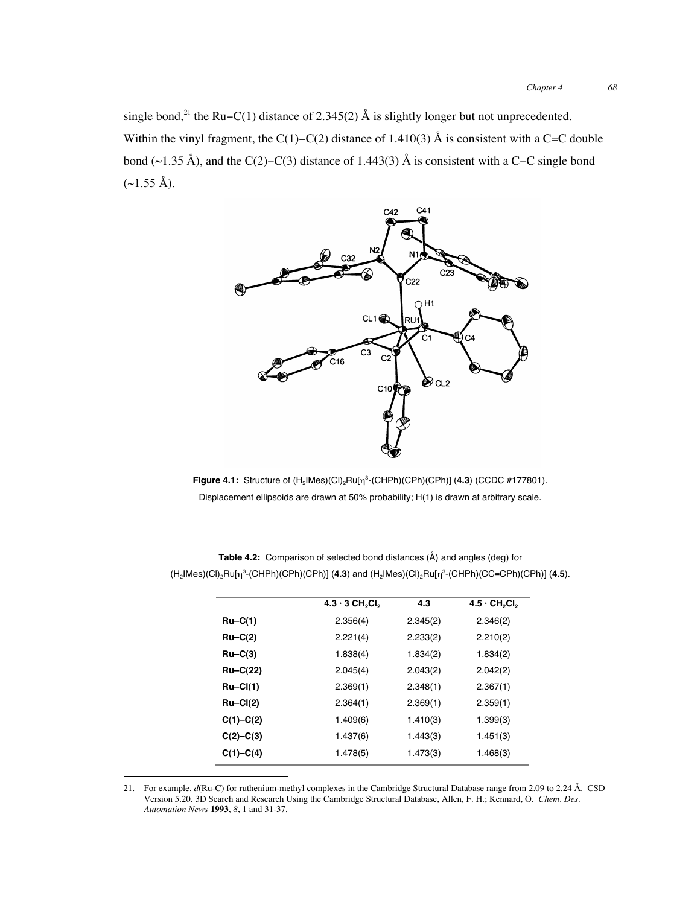single bond,[21] the Ru−C(1) distance of 2.345(2) Å is slightly longer but not unprecedented. Within the vinyl fragment, the C(1)−C(2) distance of 1.410(3) Å is consistent with a C=C double bond (~1.35 Å), and the C(2)−C(3) distance of 1.443(3) Å is consistent with a C−C single bond (~1.55 Å).

**Figure 4.1:** Structure of $(H_2IMes)(Cl)_2Ru[\eta^3\text{-}(CHPh)(CPh)(CPh)]$ (**4.3**) (CCDC #177801). Displacement ellipsoids are drawn at 50% probability; H(1) is drawn at arbitrary scale.

**Table 4.2:** Comparison of selected bond distances (Å) and angles (deg) for $(H_2IMes)(Cl)_2Ru[\eta^3\text{-}(CHPh)(CPh)(CPh)]$ (**4.3**) and $(H_2IMes)(Cl)_2Ru[\eta^3\text{-}(CHPh)(CC{\equiv}CPh)(CPh)]$ (**4.5**).

| | **4.3 · 3 $CH_2Cl_2$** | **4.3** | **4.5 · $CH_2Cl_2$** |
|---|---|---|---|
| **Ru–C(1)** | 2.356(4) | 2.345(2) | 2.346(2) |
| **Ru–C(2)** | 2.221(4) | 2.233(2) | 2.210(2) |
| **Ru–C(3)** | 1.838(4) | 1.834(2) | 1.834(2) |
| **Ru–C(22)** | 2.045(4) | 2.043(2) | 2.042(2) |
| **Ru–Cl(1)** | 2.369(1) | 2.348(1) | 2.367(1) |
| **Ru–Cl(2)** | 2.364(1) | 2.369(1) | 2.359(1) |
| **C(1)–C(2)** | 1.409(6) | 1.410(3) | 1.399(3) |
| **C(2)–C(3)** | 1.437(6) | 1.443(3) | 1.451(3) |
| **C(1)–C(4)** | 1.478(5) | 1.473(3) | 1.468(3) |

21. For example, *d*(Ru-C) for ruthenium-methyl complexes in the Cambridge Structural Database range from 2.09 to 2.24 Å. CSD Version 5.20. 3D Search and Research Using the Cambridge Structural Database, Allen, F. H.; Kennard, O. *Chem. Des. Automation News* **1993**, *8*, 1 and 31-37.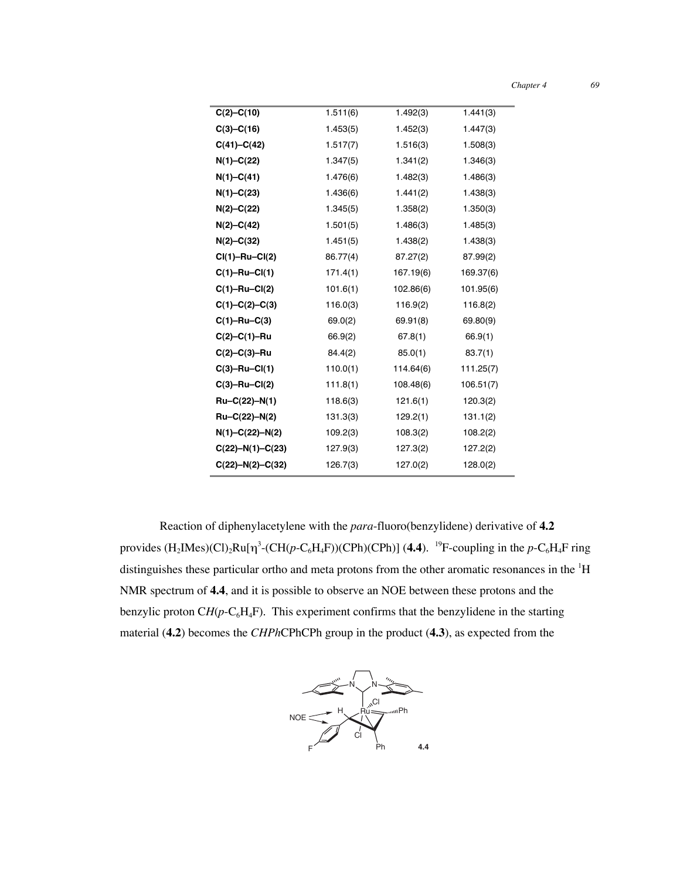| | | | |
|---|---|---|---|
| **C(2)–C(10)** | 1.511(6) | 1.492(3) | 1.441(3) |
| **C(3)–C(16)** | 1.453(5) | 1.452(3) | 1.447(3) |
| **C(41)–C(42)** | 1.517(7) | 1.516(3) | 1.508(3) |
| **N(1)–C(22)** | 1.347(5) | 1.341(2) | 1.346(3) |
| **N(1)–C(41)** | 1.476(6) | 1.482(3) | 1.486(3) |
| **N(1)–C(23)** | 1.436(6) | 1.441(2) | 1.438(3) |
| **N(2)–C(22)** | 1.345(5) | 1.358(2) | 1.350(3) |
| **N(2)–C(42)** | 1.501(5) | 1.486(3) | 1.485(3) |
| **N(2)–C(32)** | 1.451(5) | 1.438(2) | 1.438(3) |
| **Cl(1)–Ru–Cl(2)** | 86.77(4) | 87.27(2) | 87.99(2) |
| **C(1)–Ru–Cl(1)** | 171.4(1) | 167.19(6) | 169.37(6) |
| **C(1)–Ru–Cl(2)** | 101.6(1) | 102.86(6) | 101.95(6) |
| **C(1)–C(2)–C(3)** | 116.0(3) | 116.9(2) | 116.8(2) |
| **C(1)–Ru–C(3)** | 69.0(2) | 69.91(8) | 69.80(9) |
| **C(2)–C(1)–Ru** | 66.9(2) | 67.8(1) | 66.9(1) |
| **C(2)–C(3)–Ru** | 84.4(2) | 85.0(1) | 83.7(1) |
| **C(3)–Ru–Cl(1)** | 110.0(1) | 114.64(6) | 111.25(7) |
| **C(3)–Ru–Cl(2)** | 111.8(1) | 108.48(6) | 106.51(7) |
| **Ru–C(22)–N(1)** | 118.6(3) | 121.6(1) | 120.3(2) |
| **Ru–C(22)–N(2)** | 131.3(3) | 129.2(1) | 131.1(2) |
| **N(1)–C(22)–N(2)** | 109.2(3) | 108.3(2) | 108.2(2) |
| **C(22)–N(1)–C(23)** | 127.9(3) | 127.3(2) | 127.2(2) |
| **C(22)–N(2)–C(32)** | 126.7(3) | 127.0(2) | 128.0(2) |

Reaction of diphenylacetylene with the *para*-fluoro(benzylidene) derivative of **4.2** provides $(H_2IMes)(Cl)_2Ru[\eta^3$-$(CH(p$-$C_6H_4F))(CPh)(CPh)]$ (**4.4**). $^{19}F$-coupling in the $p$-$C_6H_4F$ ring distinguishes these particular ortho and meta protons from the other aromatic resonances in the $^1H$ NMR spectrum of **4.4**, and it is possible to observe an NOE between these protons and the benzylic proton C*H*($p$-$C_6H_4F$). This experiment confirms that the benzylidene in the starting material (**4.2**) becomes the *CHPh*CPhCPh group in the product (**4.3**), as expected from the

**4.4**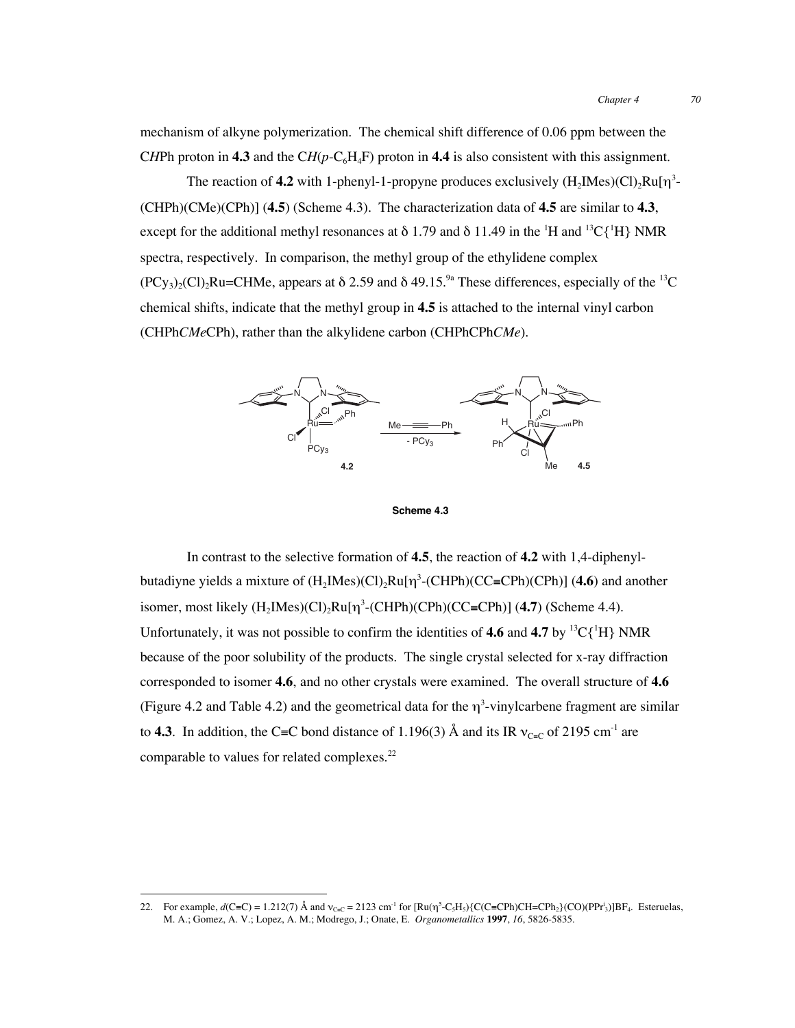mechanism of alkyne polymerization. The chemical shift difference of 0.06 ppm between the C*H*Ph proton in **4.3** and the C*H*($p$-$C_6H_4F$) proton in **4.4** is also consistent with this assignment.

The reaction of **4.2** with 1-phenyl-1-propyne produces exclusively $(H_2IMes)(Cl)_2Ru[\eta^3$-(CHPh)(CMe)(CPh)] (**4.5**) (Scheme 4.3). The characterization data of **4.5** are similar to **4.3**, except for the additional methyl resonances at δ 1.79 and δ 11.49 in the $^1H$ and $^{13}C\{^1H\}$ NMR spectra, respectively. In comparison, the methyl group of the ethylidene complex $(PCy_3)_2(Cl)_2Ru$=CHMe, appears at δ 2.59 and δ 49.15.[9a] These differences, especially of the $^{13}C$ chemical shifts, indicate that the methyl group in **4.5** is attached to the internal vinyl carbon (CHPh*CMe*CPh), rather than the alkylidene carbon (CHPhCPh*CMe*).

**Scheme 4.3**

In contrast to the selective formation of **4.5**, the reaction of **4.2** with 1,4-diphenyl-butadiyne yields a mixture of $(H_2IMes)(Cl)_2Ru[\eta^3$-(CHPh)(CC≡CPh)(CPh)] (**4.6**) and another isomer, most likely $(H_2IMes)(Cl)_2Ru[\eta^3$-(CHPh)(CPh)(CC≡CPh)] (**4.7**) (Scheme 4.4). Unfortunately, it was not possible to confirm the identities of **4.6** and **4.7** by $^{13}C\{^1H\}$ NMR because of the poor solubility of the products. The single crystal selected for x-ray diffraction corresponded to isomer **4.6**, and no other crystals were examined. The overall structure of **4.6** (Figure 4.2 and Table 4.2) and the geometrical data for the $\eta^3$-vinylcarbene fragment are similar to **4.3**. In addition, the C≡C bond distance of 1.196(3) Å and its IR $\nu_{C\equiv C}$ of 2195 cm$^{-1}$ are comparable to values for related complexes.[22]

---

22. For example, $d$(C≡C) = 1.212(7) Å and $\nu_{C\equiv C}$ = 2123 cm$^{-1}$ for $[Ru(\eta^5\text{-}C_5H_5)\{C(C\equiv CPh)CH{=}CPh_2\}(CO)(PPr^i_3)]BF_4$. Esteruelas, M. A.; Gomez, A. V.; Lopez, A. M.; Modrego, J.; Onate, E. *Organometallics* **1997**, *16*, 5826-5835.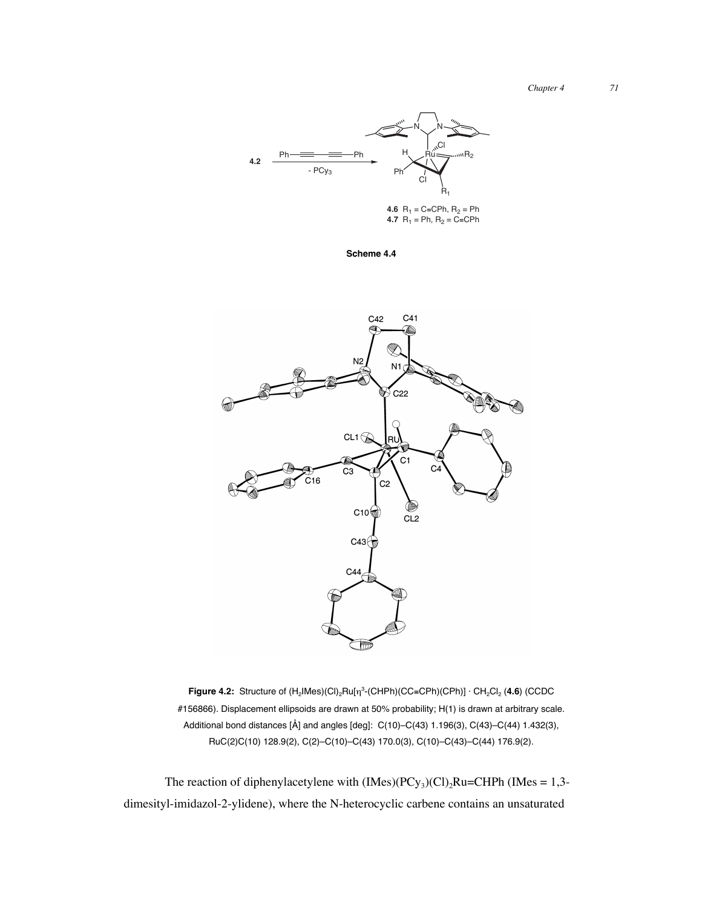**4.6** $R_1$ = C≡CPh, $R_2$ = Ph
**4.7** $R_1$ = Ph, $R_2$ = C≡CPh

**Scheme 4.4**

**Figure 4.2:** Structure of $(H_2IMes)(Cl)_2Ru[\eta^3$-(CHPh)(CC≡CPh)(CPh)] · $CH_2Cl_2$ (**4.6**) (CCDC #156866). Displacement ellipsoids are drawn at 50% probability; H(1) is drawn at arbitrary scale. Additional bond distances [Å] and angles [deg]: C(10)–C(43) 1.196(3), C(43)–C(44) 1.432(3), RuC(2)C(10) 128.9(2), C(2)–C(10)–C(43) 170.0(3), C(10)–C(43)–C(44) 176.9(2).

The reaction of diphenylacetylene with $(IMes)(PCy_3)(Cl)_2Ru$=CHPh (IMes = 1,3-dimesityl-imidazol-2-ylidene), where the N-heterocyclic carbene contains an unsaturated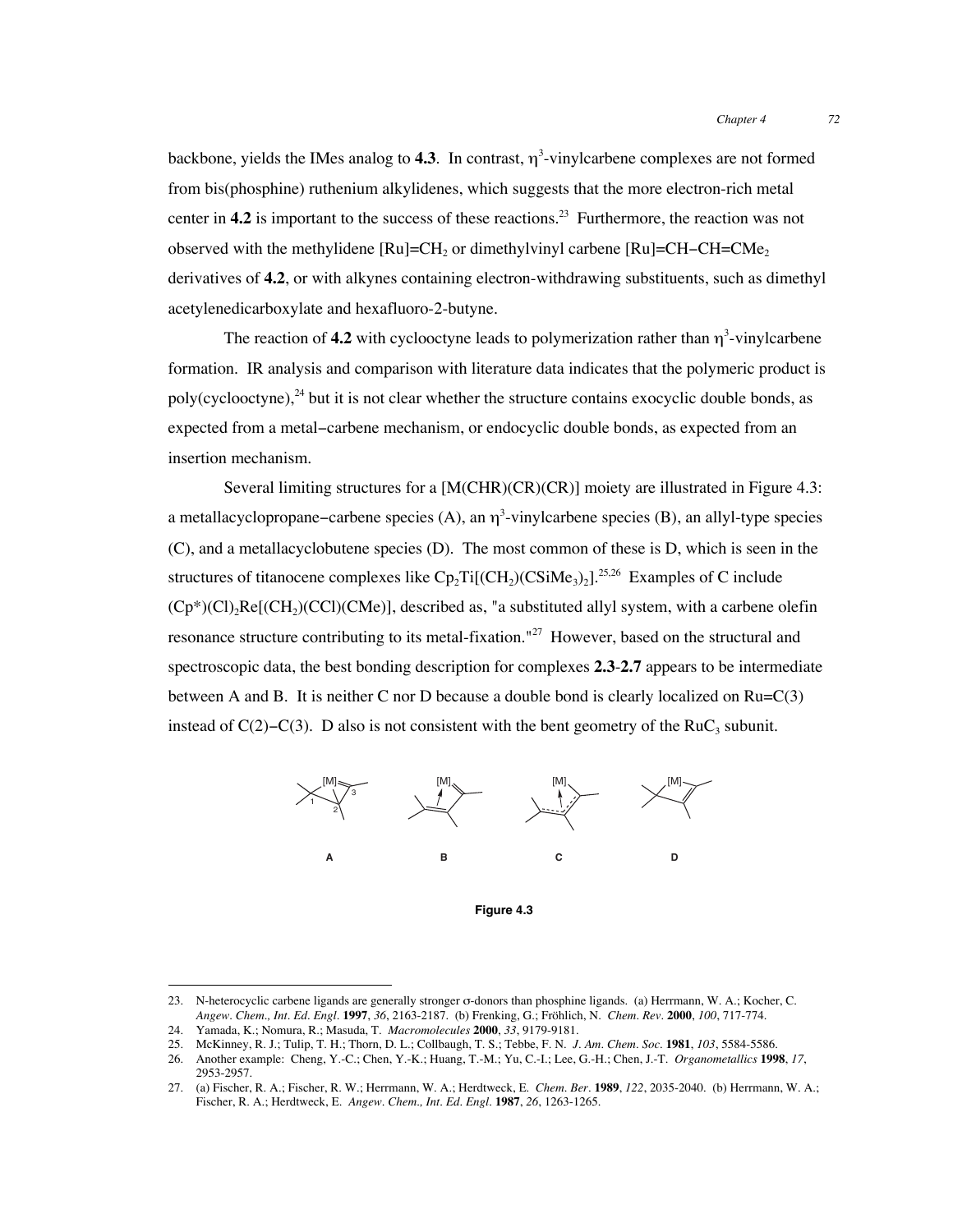backbone, yields the IMes analog to **4.3**. In contrast, $\eta^3$-vinylcarbene complexes are not formed from bis(phosphine) ruthenium alkylidenes, which suggests that the more electron-rich metal center in **4.2** is important to the success of these reactions.[23] Furthermore, the reaction was not observed with the methylidene $[Ru]{=}CH_2$ or dimethylvinyl carbene $[Ru]{=}CH{-}CH{=}CMe_2$ derivatives of **4.2**, or with alkynes containing electron-withdrawing substituents, such as dimethyl acetylenedicarboxylate and hexafluoro-2-butyne.

The reaction of **4.2** with cyclooctyne leads to polymerization rather than $\eta^3$-vinylcarbene formation. IR analysis and comparison with literature data indicates that the polymeric product is poly(cyclooctyne),[24] but it is not clear whether the structure contains exocyclic double bonds, as expected from a metal–carbene mechanism, or endocyclic double bonds, as expected from an insertion mechanism.

Several limiting structures for a [M(CHR)(CR)(CR)] moiety are illustrated in Figure 4.3: a metallacyclopropane–carbene species (A), an $\eta^3$-vinylcarbene species (B), an allyl-type species (C), and a metallacyclobutene species (D). The most common of these is D, which is seen in the structures of titanocene complexes like $Cp_2Ti[(CH_2)(CSiMe_3)_2]$.[25,26] Examples of C include $(Cp^*)(Cl)_2Re[(CH_2)(CCl)(CMe)]$, described as, "a substituted allyl system, with a carbene olefin resonance structure contributing to its metal-fixation."[27] However, based on the structural and spectroscopic data, the best bonding description for complexes **2.3**-**2.7** appears to be intermediate between A and B. It is neither C nor D because a double bond is clearly localized on Ru=C(3) instead of C(2)–C(3). D also is not consistent with the bent geometry of the $RuC_3$ subunit.

**Figure 4.3**

---

23. N-heterocyclic carbene ligands are generally stronger σ-donors than phosphine ligands. (a) Herrmann, W. A.; Kocher, C. *Angew. Chem., Int. Ed. Engl.* **1997**, *36*, 2163-2187. (b) Frenking, G.; Fröhlich, N. *Chem. Rev.* **2000**, *100*, 717-774.
24. Yamada, K.; Nomura, R.; Masuda, T. *Macromolecules* **2000**, *33*, 9179-9181.
25. McKinney, R. J.; Tulip, T. H.; Thorn, D. L.; Collbaugh, T. S.; Tebbe, F. N. *J. Am. Chem. Soc.* **1981**, *103*, 5584-5586.
26. Another example: Cheng, Y.-C.; Chen, Y.-K.; Huang, T.-M.; Yu, C.-I.; Lee, G.-H.; Chen, J.-T. *Organometallics* **1998**, *17*, 2953-2957.
27. (a) Fischer, R. A.; Fischer, R. W.; Herrmann, W. A.; Herdtweck, E. *Chem. Ber.* **1989**, *122*, 2035-2040. (b) Herrmann, W. A.; Fischer, R. A.; Herdtweck, E. *Angew. Chem., Int. Ed. Engl.* **1987**, *26*, 1263-1265.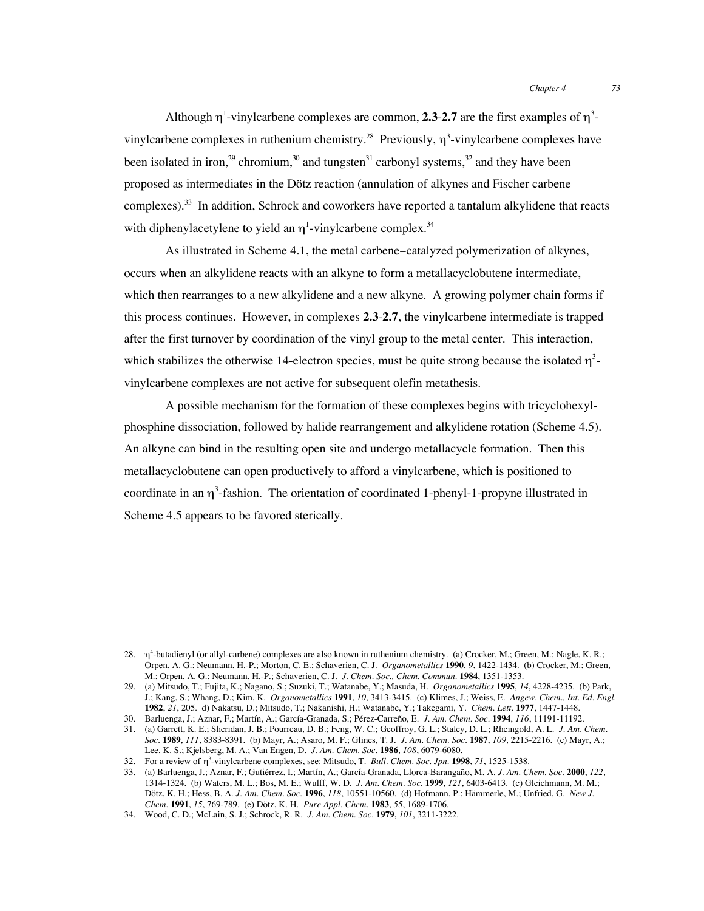Although $\eta^1$-vinylcarbene complexes are common, **2.3**-**2.7** are the first examples of $\eta^3$-vinylcarbene complexes in ruthenium chemistry.[28] Previously, $\eta^3$-vinylcarbene complexes have been isolated in iron,[29] chromium,[30] and tungsten[31] carbonyl systems,[32] and they have been proposed as intermediates in the Dötz reaction (annulation of alkynes and Fischer carbene complexes).[33] In addition, Schrock and coworkers have reported a tantalum alkylidene that reacts with diphenylacetylene to yield an $\eta^1$-vinylcarbene complex.[34]

As illustrated in Scheme 4.1, the metal carbene–catalyzed polymerization of alkynes, occurs when an alkylidene reacts with an alkyne to form a metallacyclobutene intermediate, which then rearranges to a new alkylidene and a new alkyne. A growing polymer chain forms if this process continues. However, in complexes **2.3**-**2.7**, the vinylcarbene intermediate is trapped after the first turnover by coordination of the vinyl group to the metal center. This interaction, which stabilizes the otherwise 14-electron species, must be quite strong because the isolated $\eta^3$-vinylcarbene complexes are not active for subsequent olefin metathesis.

A possible mechanism for the formation of these complexes begins with tricyclohexylphosphine dissociation, followed by halide rearrangement and alkylidene rotation (Scheme 4.5). An alkyne can bind in the resulting open site and undergo metallacycle formation. Then this metallacyclobutene can open productively to afford a vinylcarbene, which is positioned to coordinate in an $\eta^3$-fashion. The orientation of coordinated 1-phenyl-1-propyne illustrated in Scheme 4.5 appears to be favored sterically.

---

28. $\eta^4$-butadienyl (or allyl-carbene) complexes are also known in ruthenium chemistry. (a) Crocker, M.; Green, M.; Nagle, K. R.; Orpen, A. G.; Neumann, H.-P.; Morton, C. E.; Schaverien, C. J. *Organometallics* **1990**, *9*, 1422-1434. (b) Crocker, M.; Green, M.; Orpen, A. G.; Neumann, H.-P.; Schaverien, C. J. *J. Chem. Soc., Chem. Commun.* **1984**, 1351-1353.
29. (a) Mitsudo, T.; Fujita, K.; Nagano, S.; Suzuki, T.; Watanabe, Y.; Masuda, H. *Organometallics* **1995**, *14*, 4228-4235. (b) Park, J.; Kang, S.; Whang, D.; Kim, K. *Organometallics* **1991**, *10*, 3413-3415. (c) Klimes, J.; Weiss, E. *Angew. Chem., Int. Ed. Engl.* **1982**, *21*, 205. d) Nakatsu, D.; Mitsudo, T.; Nakanishi, H.; Watanabe, Y.; Takegami, Y. *Chem. Lett.* **1977**, 1447-1448.
30. Barluenga, J.; Aznar, F.; Martín, A.; García-Granada, S.; Pérez-Carreño, E. *J. Am. Chem. Soc.* **1994**, *116*, 11191-11192.
31. (a) Garrett, K. E.; Sheridan, J. B.; Pourreau, D. B.; Feng, W. C.; Geoffroy, G. L.; Staley, D. L.; Rheingold, A. L. *J. Am. Chem. Soc.* **1989**, *111*, 8383-8391. (b) Mayr, A.; Asaro, M. F.; Glines, T. J. *J. Am. Chem. Soc.* **1987**, *109*, 2215-2216. (c) Mayr, A.; Lee, K. S.; Kjelsberg, M. A.; Van Engen, D. *J. Am. Chem. Soc.* **1986**, *108*, 6079-6080.
32. For a review of $\eta^3$-vinylcarbene complexes, see: Mitsudo, T. *Bull. Chem. Soc. Jpn.* **1998**, *71*, 1525-1538.
33. (a) Barluenga, J.; Aznar, F.; Gutiérrez, I.; Martín, A.; García-Granada, Llorca-Barangaño, M. A. *J. Am. Chem. Soc.* **2000**, *122*, 1314-1324. (b) Waters, M. L.; Bos, M. E.; Wulff, W. D. *J. Am. Chem. Soc.* **1999**, *121*, 6403-6413. (c) Gleichmann, M. M.; Dötz, K. H.; Hess, B. A. *J. Am. Chem. Soc.* **1996**, *118*, 10551-10560. (d) Hofmann, P.; Hämmerle, M.; Unfried, G. *New J. Chem.* **1991**, *15*, 769-789. (e) Dötz, K. H. *Pure Appl. Chem.* **1983**, *55*, 1689-1706.
34. Wood, C. D.; McLain, S. J.; Schrock, R. R. *J. Am. Chem. Soc.* **1979**, *101*, 3211-3222.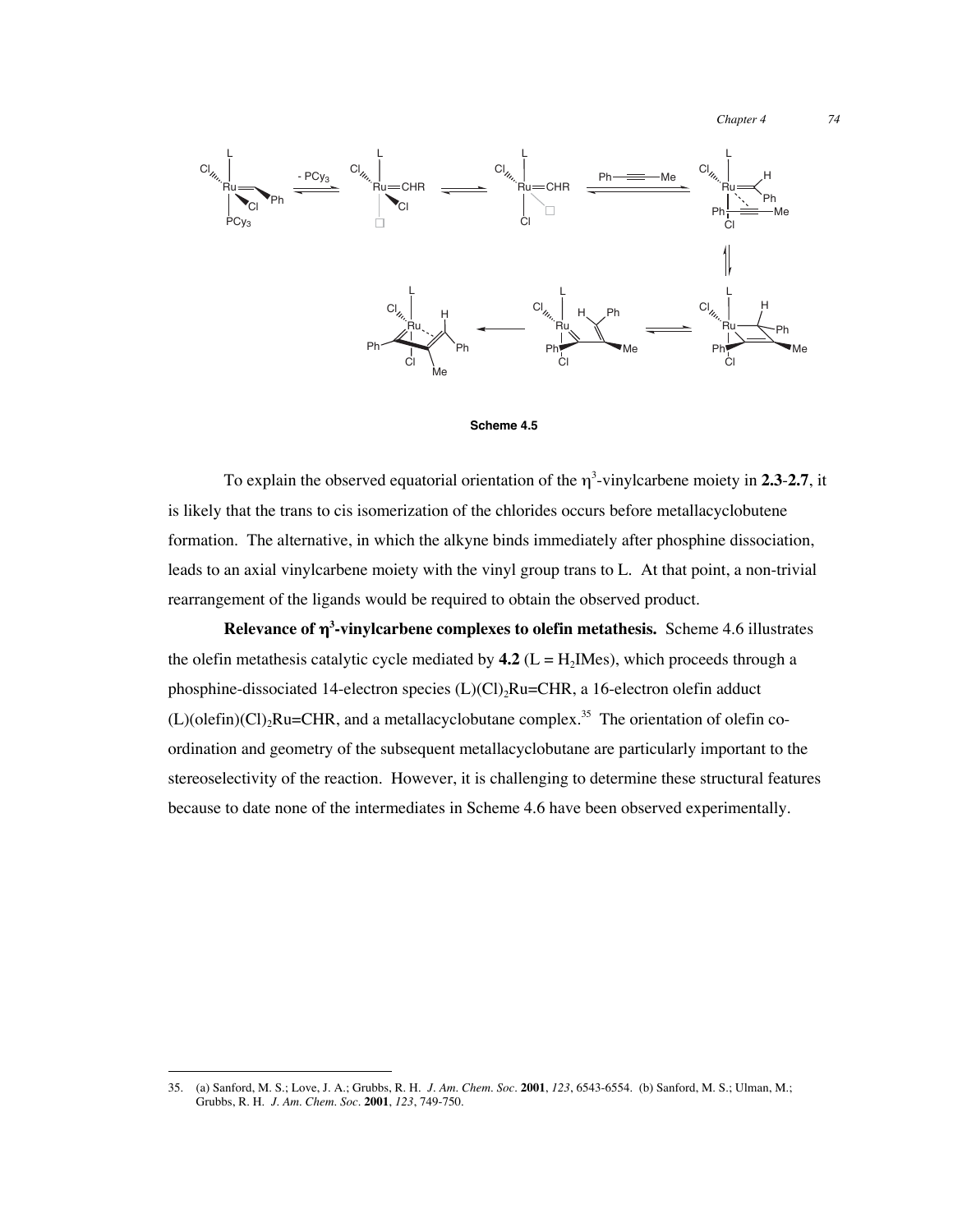Scheme 4.5

To explain the observed equatorial orientation of the $\eta^3$-vinylcarbene moiety in **2.3**-**2.7**, it is likely that the trans to cis isomerization of the chlorides occurs before metallacyclobutene formation. The alternative, in which the alkyne binds immediately after phosphine dissociation, leads to an axial vinylcarbene moiety with the vinyl group trans to L. At that point, a non-trivial rearrangement of the ligands would be required to obtain the observed product.

**Relevance of $\eta^3$-vinylcarbene complexes to olefin metathesis.** Scheme 4.6 illustrates the olefin metathesis catalytic cycle mediated by **4.2** (L = $H_2$IMes), which proceeds through a phosphine-dissociated 14-electron species (L)$(Cl)_2$Ru=CHR, a 16-electron olefin adduct (L)(olefin)$(Cl)_2$Ru=CHR, and a metallacyclobutane complex.[35] The orientation of olefin co-ordination and geometry of the subsequent metallacyclobutane are particularly important to the stereoselectivity of the reaction. However, it is challenging to determine these structural features because to date none of the intermediates in Scheme 4.6 have been observed experimentally.

---

35. (a) Sanford, M. S.; Love, J. A.; Grubbs, R. H. *J. Am. Chem. Soc.* **2001**, *123*, 6543-6554. (b) Sanford, M. S.; Ulman, M.; Grubbs, R. H. *J. Am. Chem. Soc.* **2001**, *123*, 749-750.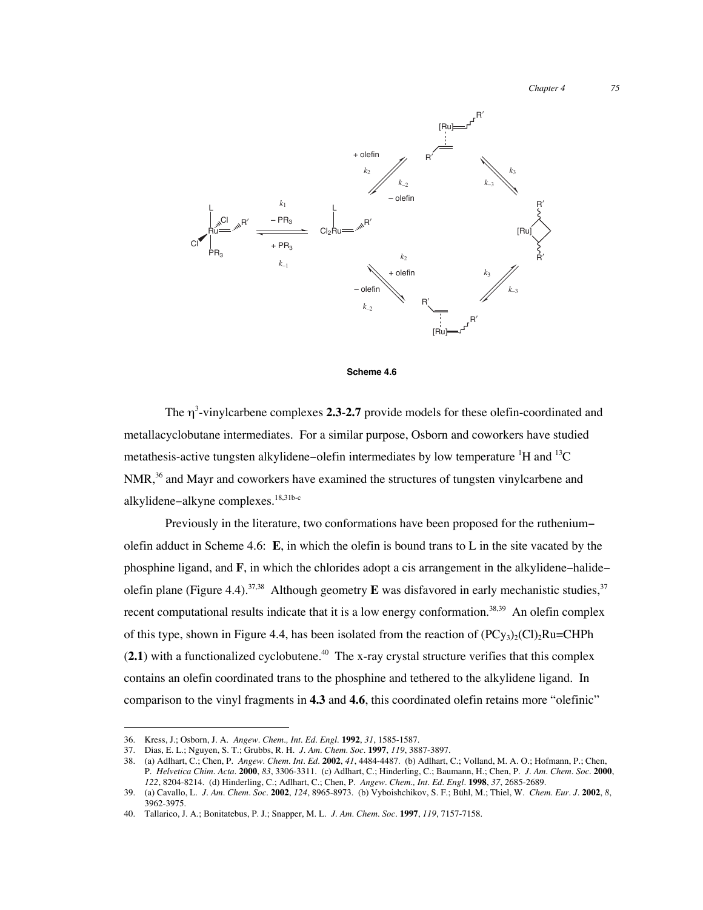Scheme 4.6

The $\eta^3$-vinylcarbene complexes **2.3**-**2.7** provide models for these olefin-coordinated and metallacyclobutane intermediates. For a similar purpose, Osborn and coworkers have studied metathesis-active tungsten alkylidene−olefin intermediates by low temperature $^1$H and $^{13}$C NMR,[36] and Mayr and coworkers have examined the structures of tungsten vinylcarbene and alkylidene−alkyne complexes.[18,31b-c]

Previously in the literature, two conformations have been proposed for the ruthenium−olefin adduct in Scheme 4.6: **E**, in which the olefin is bound trans to L in the site vacated by the phosphine ligand, and **F**, in which the chlorides adopt a cis arrangement in the alkylidene−halide−olefin plane (Figure 4.4).[37,38] Although geometry **E** was disfavored in early mechanistic studies,[37] recent computational results indicate that it is a low energy conformation.[38,39] An olefin complex of this type, shown in Figure 4.4, has been isolated from the reaction of $(PCy_3)_2(Cl)_2Ru{=}CHPh$ (**2.1**) with a functionalized cyclobutene.[40] The x-ray crystal structure verifies that this complex contains an olefin coordinated trans to the phosphine and tethered to the alkylidene ligand. In comparison to the vinyl fragments in **4.3** and **4.6**, this coordinated olefin retains more "olefinic"

---

36. Kress, J.; Osborn, J. A. *Angew. Chem., Int. Ed. Engl.* **1992**, *31*, 1585-1587.
37. Dias, E. L.; Nguyen, S. T.; Grubbs, R. H. *J. Am. Chem. Soc.* **1997**, *119*, 3887-3897.
38. (a) Adlhart, C.; Chen, P. *Angew. Chem. Int. Ed.* **2002**, *41*, 4484-4487. (b) Adlhart, C.; Volland, M. A. O.; Hofmann, P.; Chen, P. *Helvetica Chim. Acta.* **2000**, *83*, 3306-3311. (c) Adlhart, C.; Hinderling, C.; Baumann, H.; Chen, P. *J. Am. Chem. Soc.* **2000**, *122*, 8204-8214. (d) Hinderling, C.; Adlhart, C.; Chen, P. *Angew. Chem., Int. Ed. Engl.* **1998**, *37*, 2685-2689.
39. (a) Cavallo, L. *J. Am. Chem. Soc.* **2002**, *124*, 8965-8973. (b) Vyboishchikov, S. F.; Bühl, M.; Thiel, W. *Chem. Eur. J.* **2002**, *8*, 3962-3975.
40. Tallarico, J. A.; Bonitatebus, P. J.; Snapper, M. L. *J. Am. Chem. Soc.* **1997**, *119*, 7157-7158.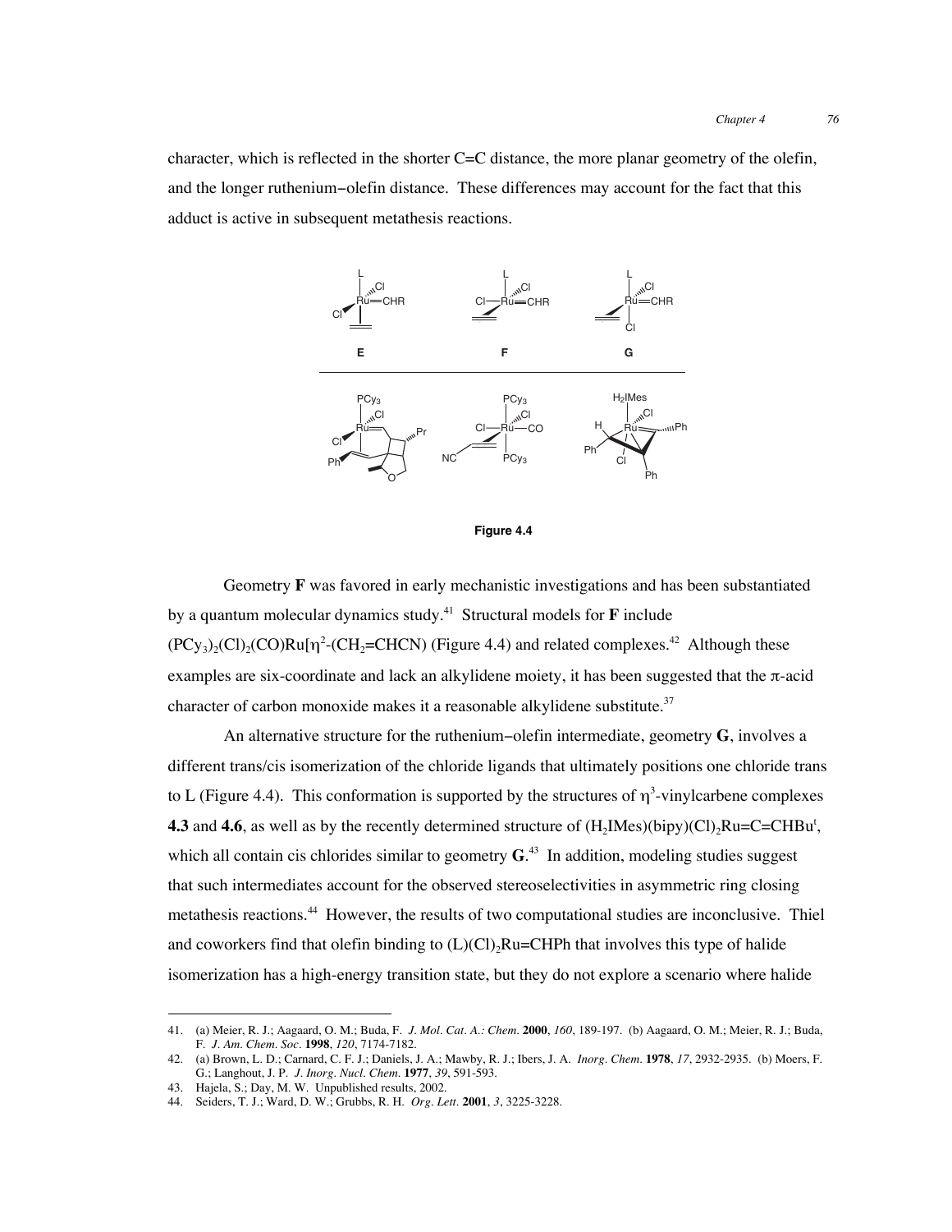character, which is reflected in the shorter C=C distance, the more planar geometry of the olefin, and the longer ruthenium−olefin distance. These differences may account for the fact that this adduct is active in subsequent metathesis reactions.

Figure 4.4

Geometry **F** was favored in early mechanistic investigations and has been substantiated by a quantum molecular dynamics study.[41] Structural models for **F** include $(PCy_3)_2(Cl)_2(CO)Ru[\eta^2\text{-}(CH_2{=}CHCN)$ (Figure 4.4) and related complexes.[42] Although these examples are six-coordinate and lack an alkylidene moiety, it has been suggested that the π-acid character of carbon monoxide makes it a reasonable alkylidene substitute.[37]

An alternative structure for the ruthenium−olefin intermediate, geometry **G**, involves a different trans/cis isomerization of the chloride ligands that ultimately positions one chloride trans to L (Figure 4.4). This conformation is supported by the structures of $\eta^3$-vinylcarbene complexes **4.3** and **4.6**, as well as by the recently determined structure of $(H_2IMes)(bipy)(Cl)_2Ru{=}C{=}CHBu^t$, which all contain cis chlorides similar to geometry **G**.[43] In addition, modeling studies suggest that such intermediates account for the observed stereoselectivities in asymmetric ring closing metathesis reactions.[44] However, the results of two computational studies are inconclusive. Thiel and coworkers find that olefin binding to $(L)(Cl)_2Ru{=}CHPh$ that involves this type of halide isomerization has a high-energy transition state, but they do not explore a scenario where halide

41. (a) Meier, R. J.; Aagaard, O. M.; Buda, F. *J. Mol. Cat. A.: Chem.* **2000**, *160*, 189-197. (b) Aagaard, O. M.; Meier, R. J.; Buda, F. *J. Am. Chem. Soc.* **1998**, *120*, 7174-7182.
42. (a) Brown, L. D.; Carnard, C. F. J.; Daniels, J. A.; Mawby, R. J.; Ibers, J. A. *Inorg. Chem.* **1978**, *17*, 2932-2935. (b) Moers, F. G.; Langhout, J. P. *J. Inorg. Nucl. Chem.* **1977**, *39*, 591-593.
43. Hajela, S.; Day, M. W. Unpublished results, 2002.
44. Seiders, T. J.; Ward, D. W.; Grubbs, R. H. *Org. Lett.* **2001**, *3*, 3225-3228.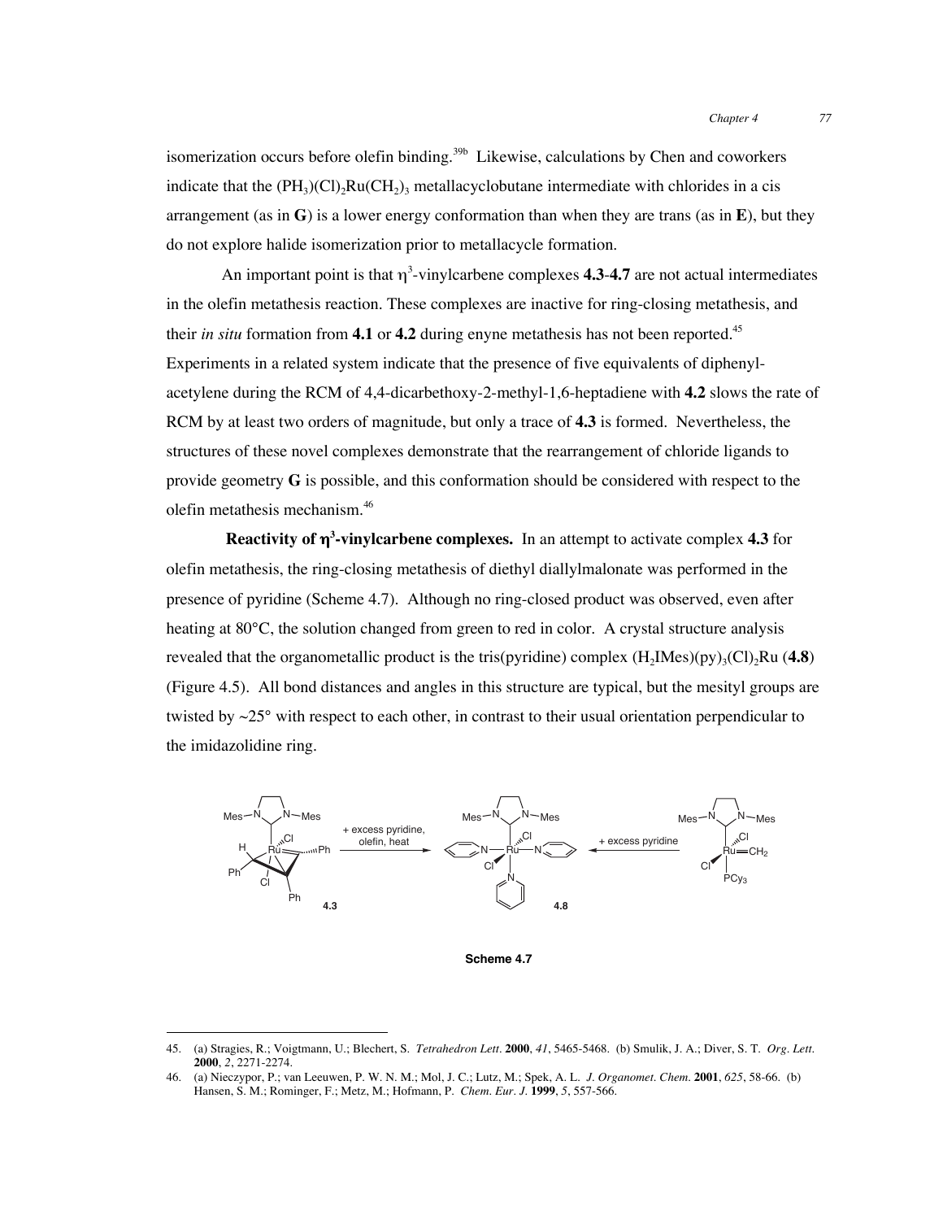isomerization occurs before olefin binding.[39b] Likewise, calculations by Chen and coworkers indicate that the $(PH_3)(Cl)_2Ru(CH_2)_3$ metallacyclobutane intermediate with chlorides in a cis arrangement (as in **G**) is a lower energy conformation than when they are trans (as in **E**), but they do not explore halide isomerization prior to metallacycle formation.

An important point is that $\eta^3$-vinylcarbene complexes **4.3**-**4.7** are not actual intermediates in the olefin metathesis reaction. These complexes are inactive for ring-closing metathesis, and their *in situ* formation from **4.1** or **4.2** during enyne metathesis has not been reported.[45] Experiments in a related system indicate that the presence of five equivalents of diphenylacetylene during the RCM of 4,4-dicarbethoxy-2-methyl-1,6-heptadiene with **4.2** slows the rate of RCM by at least two orders of magnitude, but only a trace of **4.3** is formed. Nevertheless, the structures of these novel complexes demonstrate that the rearrangement of chloride ligands to provide geometry **G** is possible, and this conformation should be considered with respect to the olefin metathesis mechanism.[46]

**Reactivity of $\eta^3$-vinylcarbene complexes.** In an attempt to activate complex **4.3** for olefin metathesis, the ring-closing metathesis of diethyl diallylmalonate was performed in the presence of pyridine (Scheme 4.7). Although no ring-closed product was observed, even after heating at 80°C, the solution changed from green to red in color. A crystal structure analysis revealed that the organometallic product is the tris(pyridine) complex $(H_2IMes)(py)_3(Cl)_2Ru$ (**4.8**) (Figure 4.5). All bond distances and angles in this structure are typical, but the mesityl groups are twisted by ~25° with respect to each other, in contrast to their usual orientation perpendicular to the imidazolidine ring.

**4.3** —(+ excess pyridine, olefin, heat)→ **4.8** ←(+ excess pyridine)— $(H_2IMes)(PCy_3)(Cl)_2Ru{=}CH_2$

**Scheme 4.7**

---

45. (a) Stragies, R.; Voigtmann, U.; Blechert, S. *Tetrahedron Lett.* **2000**, *41*, 5465-5468. (b) Smulik, J. A.; Diver, S. T. *Org. Lett.* **2000**, *2*, 2271-2274.

46. (a) Nieczypor, P.; van Leeuwen, P. W. N. M.; Mol, J. C.; Lutz, M.; Spek, A. L. *J. Organomet. Chem.* **2001**, *625*, 58-66. (b) Hansen, S. M.; Rominger, F.; Metz, M.; Hofmann, P. *Chem. Eur. J.* **1999**, *5*, 557-566.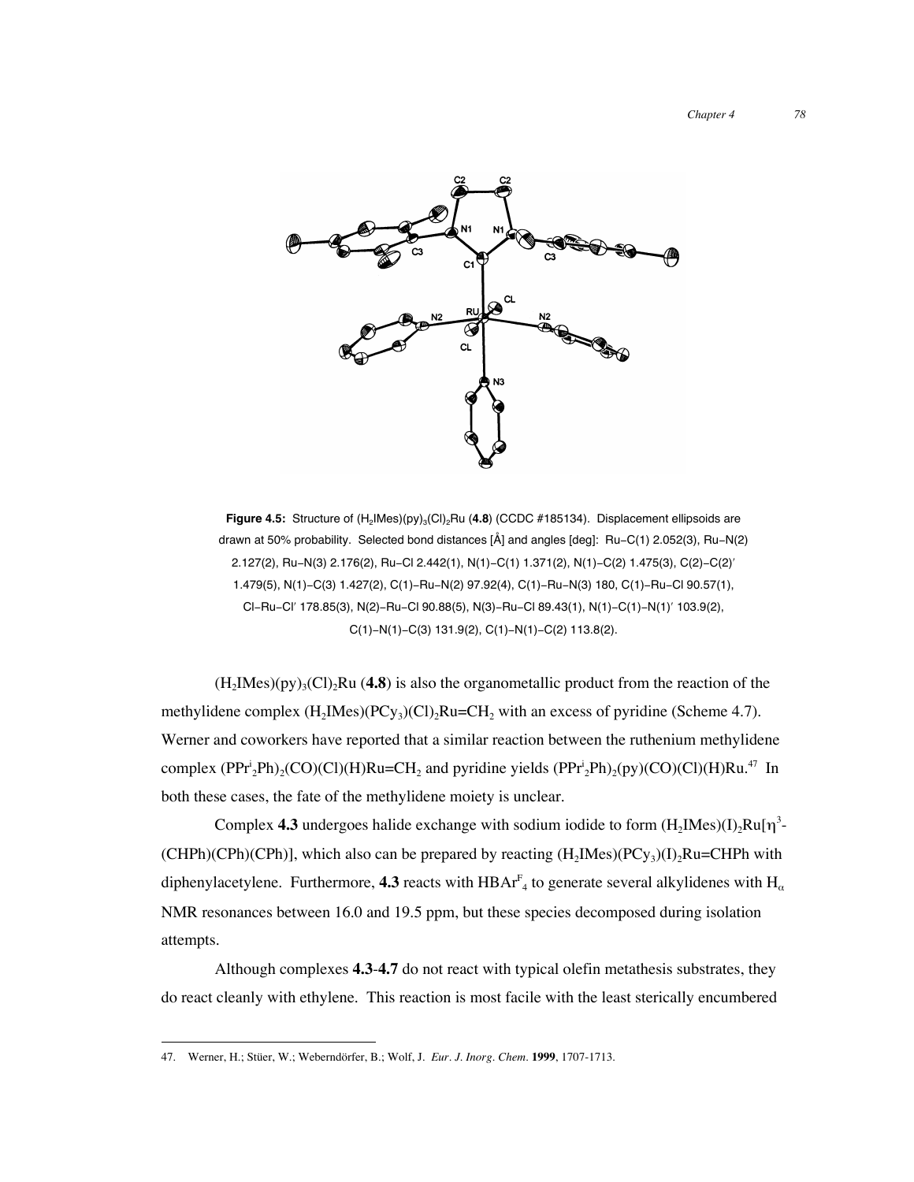**Figure 4.5:** Structure of $(H_2IMes)(py)_3(Cl)_2Ru$ (**4.8**) (CCDC #185134). Displacement ellipsoids are drawn at 50% probability. Selected bond distances [Å] and angles [deg]: Ru–C(1) 2.052(3), Ru–N(2) 2.127(2), Ru–N(3) 2.176(2), Ru–Cl 2.442(1), N(1)–C(1) 1.371(2), N(1)–C(2) 1.475(3), C(2)–C(2)′ 1.479(5), N(1)–C(3) 1.427(2), C(1)–Ru–N(2) 97.92(4), C(1)–Ru–N(3) 180, C(1)–Ru–Cl 90.57(1), Cl–Ru–Cl′ 178.85(3), N(2)–Ru–Cl 90.88(5), N(3)–Ru–Cl 89.43(1), N(1)–C(1)–N(1)′ 103.9(2), C(1)–N(1)–C(3) 131.9(2), C(1)–N(1)–C(2) 113.8(2).

$(H_2IMes)(py)_3(Cl)_2Ru$ (**4.8**) is also the organometallic product from the reaction of the methylidene complex $(H_2IMes)(PCy_3)(Cl)_2Ru{=}CH_2$ with an excess of pyridine (Scheme 4.7). Werner and coworkers have reported that a similar reaction between the ruthenium methylidene complex $(PPr^i_2Ph)_2(CO)(Cl)(H)Ru{=}CH_2$ and pyridine yields $(PPr^i_2Ph)_2(py)(CO)(Cl)(H)Ru$.[47] In both these cases, the fate of the methylidene moiety is unclear.

Complex **4.3** undergoes halide exchange with sodium iodide to form $(H_2IMes)(I)_2Ru[\eta^3$-(CHPh)(CPh)(CPh)], which also can be prepared by reacting $(H_2IMes)(PCy_3)(I)_2Ru{=}CHPh$ with diphenylacetylene. Furthermore, **4.3** reacts with $HBAr^F_4$ to generate several alkylidenes with $H_\alpha$ NMR resonances between 16.0 and 19.5 ppm, but these species decomposed during isolation attempts.

Although complexes **4.3**-**4.7** do not react with typical olefin metathesis substrates, they do react cleanly with ethylene. This reaction is most facile with the least sterically encumbered

---

47. Werner, H.; Stüer, W.; Weberndörfer, B.; Wolf, J. *Eur. J. Inorg. Chem.* **1999**, 1707-1713.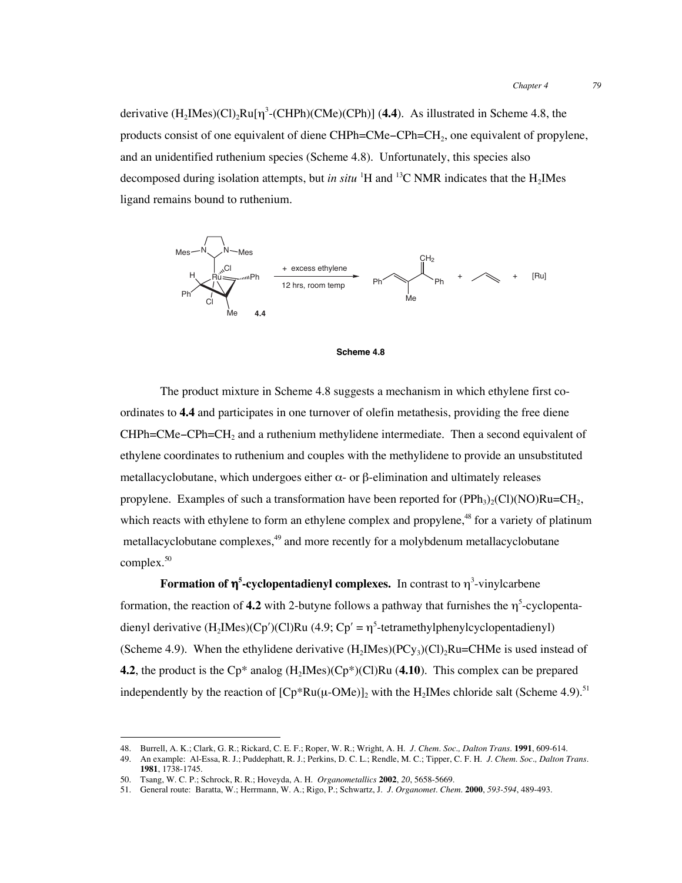derivative $(H_2IMes)(Cl)_2Ru[\eta^3$-(CHPh)(CMe)(CPh)] (**4.4**). As illustrated in Scheme 4.8, the products consist of one equivalent of diene CHPh=CMe–CPh=$CH_2$, one equivalent of propylene, and an unidentified ruthenium species (Scheme 4.8). Unfortunately, this species also decomposed during isolation attempts, but *in situ* $^1$H and $^{13}$C NMR indicates that the $H_2$IMes ligand remains bound to ruthenium.

**Scheme 4.8**

The product mixture in Scheme 4.8 suggests a mechanism in which ethylene first co-ordinates to **4.4** and participates in one turnover of olefin metathesis, providing the free diene CHPh=CMe–CPh=$CH_2$ and a ruthenium methylidene intermediate. Then a second equivalent of ethylene coordinates to ruthenium and couples with the methylidene to provide an unsubstituted metallacyclobutane, which undergoes either α- or β-elimination and ultimately releases propylene. Examples of such a transformation have been reported for $(PPh_3)_2(Cl)(NO)Ru{=}CH_2$, which reacts with ethylene to form an ethylene complex and propylene,[48] for a variety of platinum metallacyclobutane complexes,[49] and more recently for a molybdenum metallacyclobutane complex.[50]

**Formation of $\eta^5$-cyclopentadienyl complexes.** In contrast to $\eta^3$-vinylcarbene formation, the reaction of **4.2** with 2-butyne follows a pathway that furnishes the $\eta^5$-cyclopenta-dienyl derivative $(H_2IMes)(Cp')(Cl)Ru$ (4.9; Cp′ = $\eta^5$-tetramethylphenylcyclopentadienyl) (Scheme 4.9). When the ethylidene derivative $(H_2IMes)(PCy_3)(Cl)_2Ru{=}CHMe$ is used instead of **4.2**, the product is the Cp* analog $(H_2IMes)(Cp^*)(Cl)Ru$ (**4.10**). This complex can be prepared independently by the reaction of $[Cp^*Ru(\mu\text{-}OMe)]_2$ with the $H_2$IMes chloride salt (Scheme 4.9).[51]

48. Burrell, A. K.; Clark, G. R.; Rickard, C. E. F.; Roper, W. R.; Wright, A. H. *J. Chem. Soc., Dalton Trans.* **1991**, 609-614.
49. An example: Al-Essa, R. J.; Puddephatt, R. J.; Perkins, D. C. L.; Rendle, M. C.; Tipper, C. F. H. *J. Chem. Soc., Dalton Trans.* **1981**, 1738-1745.
50. Tsang, W. C. P.; Schrock, R. R.; Hoveyda, A. H. *Organometallics* **2002**, *20*, 5658-5669.
51. General route: Baratta, W.; Herrmann, W. A.; Rigo, P.; Schwartz, J. *J. Organomet. Chem.* **2000**, *593-594*, 489-493.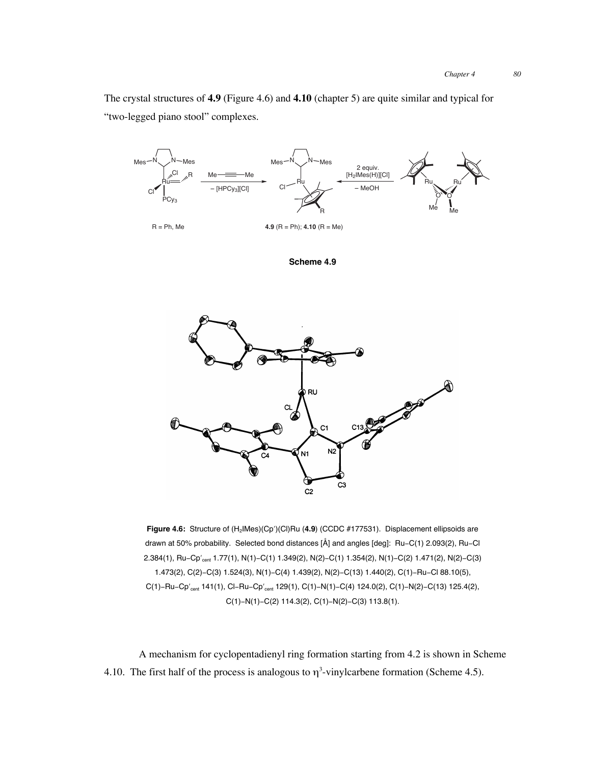The crystal structures of **4.9** (Figure 4.6) and **4.10** (chapter 5) are quite similar and typical for "two-legged piano stool" complexes.

**Scheme 4.9**

**Figure 4.6:** Structure of ($H_2$IMes)(Cp′)(Cl)Ru (**4.9**) (CCDC #177531). Displacement ellipsoids are drawn at 50% probability. Selected bond distances [Å] and angles [deg]: Ru–C(1) 2.093(2), Ru–Cl 2.384(1), Ru–Cp′$_{cent}$ 1.77(1), N(1)–C(1) 1.349(2), N(2)–C(1) 1.354(2), N(1)–C(2) 1.471(2), N(2)–C(3) 1.473(2), C(2)–C(3) 1.524(3), N(1)–C(4) 1.439(2), N(2)–C(13) 1.440(2), C(1)–Ru–Cl 88.10(5), C(1)–Ru–Cp′$_{cent}$ 141(1), Cl–Ru–Cp′$_{cent}$ 129(1), C(1)–N(1)–C(4) 124.0(2), C(1)–N(2)–C(13) 125.4(2), C(1)–N(1)–C(2) 114.3(2), C(1)–N(2)–C(3) 113.8(1).

A mechanism for cyclopentadienyl ring formation starting from 4.2 is shown in Scheme 4.10. The first half of the process is analogous to $\eta^3$-vinylcarbene formation (Scheme 4.5).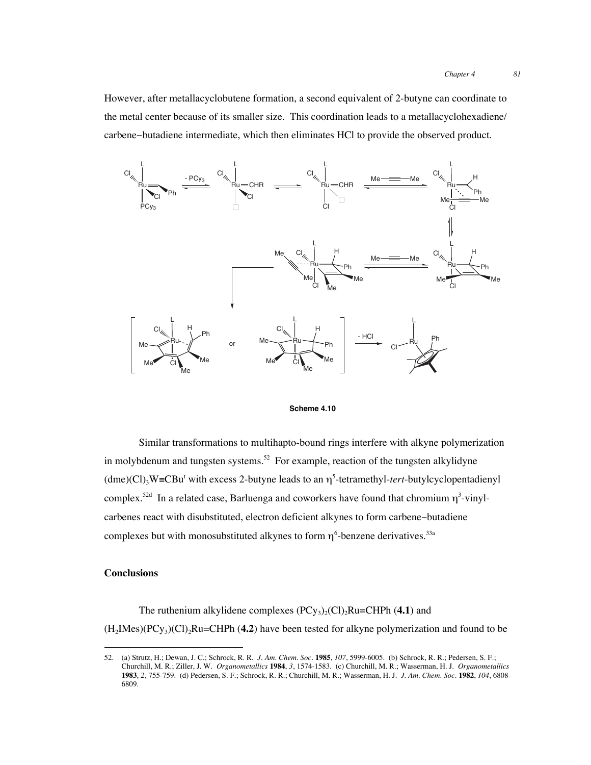However, after metallacyclobutene formation, a second equivalent of 2-butyne can coordinate to the metal center because of its smaller size. This coordination leads to a metallacyclohexadiene/carbene−butadiene intermediate, which then eliminates HCl to provide the observed product.

**Scheme 4.10**

Similar transformations to multihapto-bound rings interfere with alkyne polymerization in molybdenum and tungsten systems.[52] For example, reaction of the tungsten alkylidyne $(dme)(Cl)_3W{\equiv}CBu^t$ with excess 2-butyne leads to an $\eta^5$-tetramethyl-*tert*-butylcyclopentadienyl complex.[52d] In a related case, Barluenga and coworkers have found that chromium $\eta^3$-vinylcarbenes react with disubstituted, electron deficient alkynes to form carbene−butadiene complexes but with monosubstituted alkynes to form $\eta^6$-benzene derivatives.[33a]

## Conclusions

The ruthenium alkylidene complexes $(PCy_3)_2(Cl)_2Ru{=}CHPh$ (**4.1**) and $(H_2IMes)(PCy_3)(Cl)_2Ru{=}CHPh$ (**4.2**) have been tested for alkyne polymerization and found to be

---

52. (a) Strutz, H.; Dewan, J. C.; Schrock, R. R. *J. Am. Chem. Soc.* **1985**, *107*, 5999-6005. (b) Schrock, R. R.; Pedersen, S. F.; Churchill, M. R.; Ziller, J. W. *Organometallics* **1984**, *3*, 1574-1583. (c) Churchill, M. R.; Wasserman, H. J. *Organometallics* **1983**, *2*, 755-759. (d) Pedersen, S. F.; Schrock, R. R.; Churchill, M. R.; Wasserman, H. J. *J. Am. Chem. Soc.* **1982**, *104*, 6808-6809.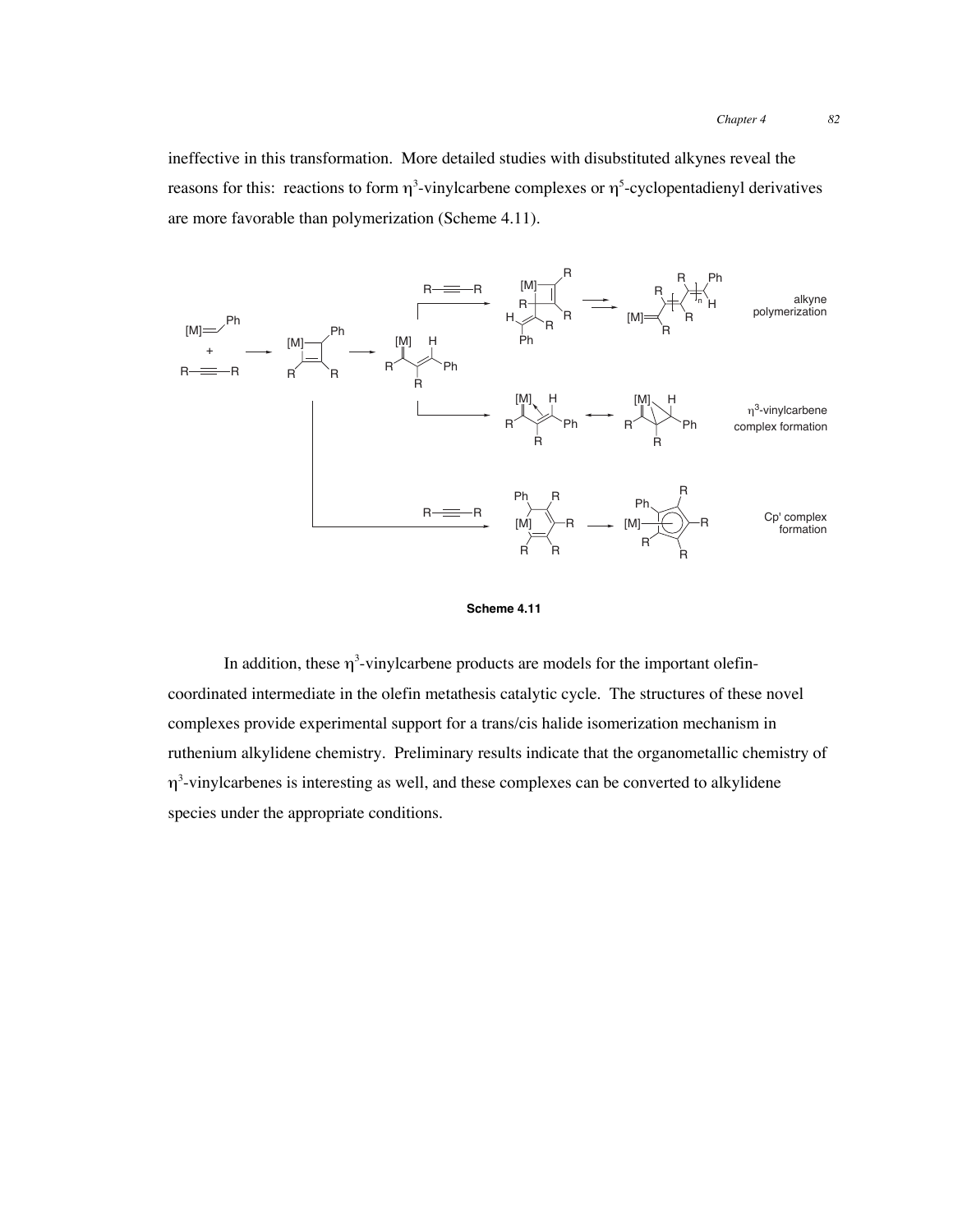ineffective in this transformation. More detailed studies with disubstituted alkynes reveal the reasons for this: reactions to form $\eta^3$-vinylcarbene complexes or $\eta^5$-cyclopentadienyl derivatives are more favorable than polymerization (Scheme 4.11).

**Scheme 4.11**

In addition, these $\eta^3$-vinylcarbene products are models for the important olefin-coordinated intermediate in the olefin metathesis catalytic cycle. The structures of these novel complexes provide experimental support for a trans/cis halide isomerization mechanism in ruthenium alkylidene chemistry. Preliminary results indicate that the organometallic chemistry of $\eta^3$-vinylcarbenes is interesting as well, and these complexes can be converted to alkylidene species under the appropriate conditions.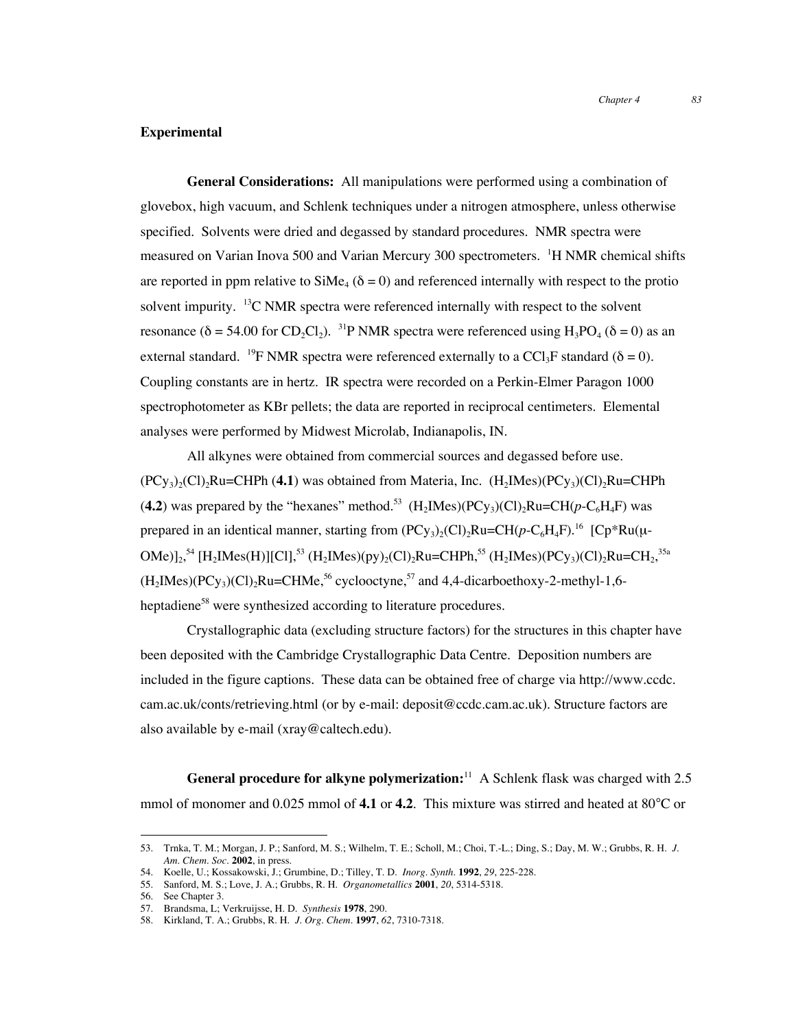## Experimental

**General Considerations:** All manipulations were performed using a combination of glovebox, high vacuum, and Schlenk techniques under a nitrogen atmosphere, unless otherwise specified. Solvents were dried and degassed by standard procedures. NMR spectra were measured on Varian Inova 500 and Varian Mercury 300 spectrometers. $^{1}$H NMR chemical shifts are reported in ppm relative to $SiMe_4$ ($\delta = 0$) and referenced internally with respect to the protio solvent impurity. $^{13}$C NMR spectra were referenced internally with respect to the solvent resonance ($\delta = 54.00$ for $CD_2Cl_2$). $^{31}$P NMR spectra were referenced using $H_3PO_4$ ($\delta = 0$) as an external standard. $^{19}$F NMR spectra were referenced externally to a $CCl_3F$ standard ($\delta = 0$). Coupling constants are in hertz. IR spectra were recorded on a Perkin-Elmer Paragon 1000 spectrophotometer as KBr pellets; the data are reported in reciprocal centimeters. Elemental analyses were performed by Midwest Microlab, Indianapolis, IN.

All alkynes were obtained from commercial sources and degassed before use. $(PCy_3)_2(Cl)_2Ru=CHPh$ (**4.1**) was obtained from Materia, Inc. $(H_2IMes)(PCy_3)(Cl)_2Ru=CHPh$ (**4.2**) was prepared by the "hexanes" method.[53] $(H_2IMes)(PCy_3)(Cl)_2Ru=CH(p\text{-}C_6H_4F)$ was prepared in an identical manner, starting from $(PCy_3)_2(Cl)_2Ru=CH(p\text{-}C_6H_4F)$.[16] $[Cp^*Ru(\mu\text{-}OMe)]_2$,[54] $[H_2IMes(H)][Cl]$,[53] $(H_2IMes)(py)_2(Cl)_2Ru=CHPh$,[55] $(H_2IMes)(PCy_3)(Cl)_2Ru=CH_2$,[35a] $(H_2IMes)(PCy_3)(Cl)_2Ru=CHMe$,[56] cyclooctyne,[57] and 4,4-dicarboethoxy-2-methyl-1,6-heptadiene[58] were synthesized according to literature procedures.

Crystallographic data (excluding structure factors) for the structures in this chapter have been deposited with the Cambridge Crystallographic Data Centre. Deposition numbers are included in the figure captions. These data can be obtained free of charge via http://www.ccdc.cam.ac.uk/conts/retrieving.html (or by e-mail: deposit@ccdc.cam.ac.uk). Structure factors are also available by e-mail (xray@caltech.edu).

**General procedure for alkyne polymerization:**[11] A Schlenk flask was charged with 2.5 mmol of monomer and 0.025 mmol of **4.1** or **4.2**. This mixture was stirred and heated at 80°C or

---

53. Trnka, T. M.; Morgan, J. P.; Sanford, M. S.; Wilhelm, T. E.; Scholl, M.; Choi, T.-L.; Ding, S.; Day, M. W.; Grubbs, R. H. *J. Am. Chem. Soc.* **2002**, in press.
54. Koelle, U.; Kossakowski, J.; Grumbine, D.; Tilley, T. D. *Inorg. Synth.* **1992**, *29*, 225-228.
55. Sanford, M. S.; Love, J. A.; Grubbs, R. H. *Organometallics* **2001**, *20*, 5314-5318.
56. See Chapter 3.
57. Brandsma, L; Verkruijsse, H. D. *Synthesis* **1978**, 290.
58. Kirkland, T. A.; Grubbs, R. H. *J. Org. Chem.* **1997**, *62*, 7310-7318.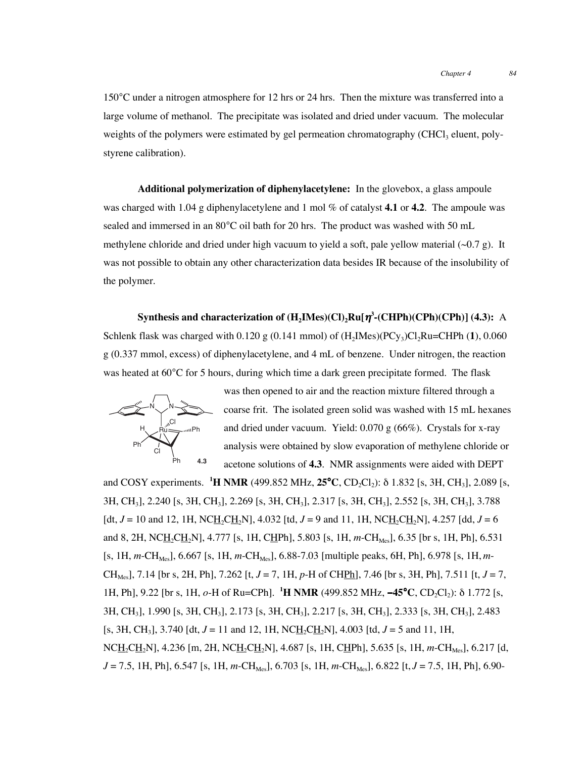150°C under a nitrogen atmosphere for 12 hrs or 24 hrs. Then the mixture was transferred into a large volume of methanol. The precipitate was isolated and dried under vacuum. The molecular weights of the polymers were estimated by gel permeation chromatography ($CHCl_3$ eluent, polystyrene calibration).

**Additional polymerization of diphenylacetylene:** In the glovebox, a glass ampoule was charged with 1.04 g diphenylacetylene and 1 mol % of catalyst **4.1** or **4.2**. The ampoule was sealed and immersed in an 80°C oil bath for 20 hrs. The product was washed with 50 mL methylene chloride and dried under high vacuum to yield a soft, pale yellow material (~0.7 g). It was not possible to obtain any other characterization data besides IR because of the insolubility of the polymer.

**Synthesis and characterization of $(H_2IMes)(Cl)_2Ru[\eta^3$-(CHPh)(CPh)(CPh)] (4.3):** A Schlenk flask was charged with 0.120 g (0.141 mmol) of $(H_2IMes)(PCy_3)Cl_2Ru$=CHPh (**1**), 0.060 g (0.337 mmol, excess) of diphenylacetylene, and 4 mL of benzene. Under nitrogen, the reaction was heated at 60°C for 5 hours, during which time a dark green precipitate formed. The flask was then opened to air and the reaction mixture filtered through a coarse frit. The isolated green solid was washed with 15 mL hexanes and dried under vacuum. Yield: 0.070 g (66%). Crystals for x-ray analysis were obtained by slow evaporation of methylene chloride or acetone solutions of **4.3**. NMR assignments were aided with DEPT and COSY experiments. **$^1$H NMR** (499.852 MHz, **25°C**, $CD_2Cl_2$): δ 1.832 [s, 3H, $CH_3$], 2.089 [s, 3H, $CH_3$], 2.240 [s, 3H, $CH_3$], 2.269 [s, 3H, $CH_3$], 2.317 [s, 3H, $CH_3$], 2.552 [s, 3H, $CH_3$], 3.788 [dt, $J$ = 10 and 12, 1H, N$C\underline{H_2}C\underline{H_2}$N], 4.032 [td, $J$ = 9 and 11, 1H, N$C\underline{H_2}C\underline{H_2}$N], 4.257 [dd, $J$ = 6 and 8, 2H, N$C\underline{H_2}C\underline{H_2}$N], 4.777 [s, 1H, C$\underline{H}$Ph], 5.803 [s, 1H, $m$-$CH_{Mes}$], 6.35 [br s, 1H, Ph], 6.531 [s, 1H, $m$-$CH_{Mes}$], 6.667 [s, 1H, $m$-$CH_{Mes}$], 6.88-7.03 [multiple peaks, 6H, Ph], 6.978 [s, 1H, $m$-$CH_{Mes}$], 7.14 [br s, 2H, Ph], 7.262 [t, $J$ = 7, 1H, $p$-H of CH$\underline{Ph}$], 7.46 [br s, 3H, Ph], 7.511 [t, $J$ = 7, 1H, Ph], 9.22 [br s, 1H, $o$-H of Ru=CPh]. **$^1$H NMR** (499.852 MHz, **−45°C**, $CD_2Cl_2$): δ 1.772 [s, 3H, $CH_3$], 1.990 [s, 3H, $CH_3$], 2.173 [s, 3H, $CH_3$], 2.217 [s, 3H, $CH_3$], 2.333 [s, 3H, $CH_3$], 2.483 [s, 3H, $CH_3$], 3.740 [dt, $J$ = 11 and 12, 1H, N$C\underline{H_2}C\underline{H_2}$N], 4.003 [td, $J$ = 5 and 11, 1H, N$C\underline{H_2}C\underline{H_2}$N], 4.236 [m, 2H, N$C\underline{H_2}C\underline{H_2}$N], 4.687 [s, 1H, C$\underline{H}$Ph], 5.635 [s, 1H, $m$-$CH_{Mes}$], 6.217 [d, $J$ = 7.5, 1H, Ph], 6.547 [s, 1H, $m$-$CH_{Mes}$], 6.703 [s, 1H, $m$-$CH_{Mes}$], 6.822 [t, $J$ = 7.5, 1H, Ph], 6.90-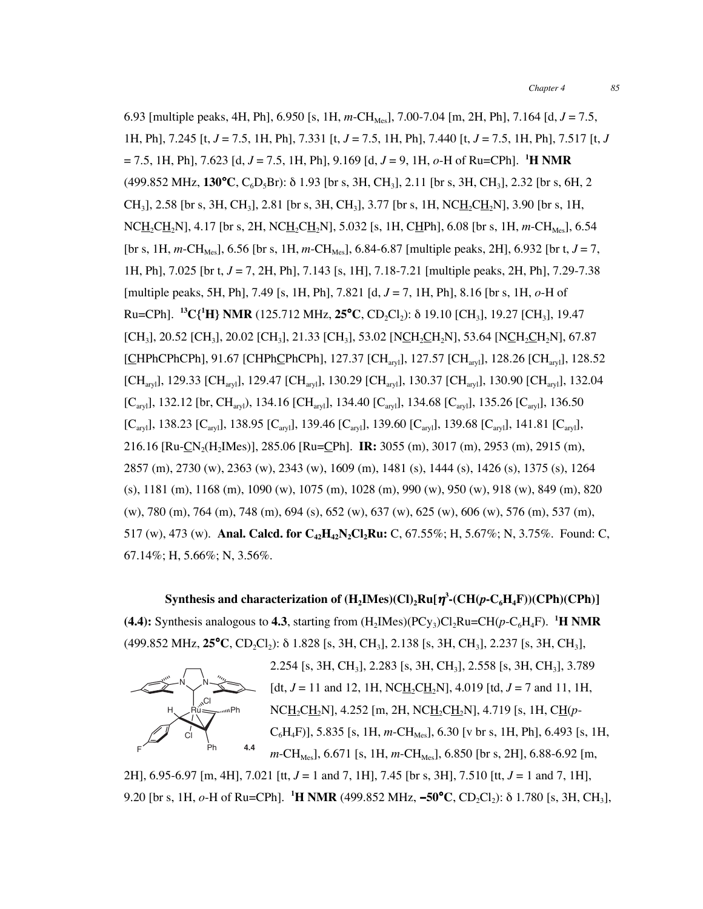6.93 [multiple peaks, 4H, Ph], 6.950 [s, 1H, *m*-$CH_{Mes}$], 7.00-7.04 [m, 2H, Ph], 7.164 [d, *J* = 7.5, 1H, Ph], 7.245 [t, *J* = 7.5, 1H, Ph], 7.331 [t, *J* = 7.5, 1H, Ph], 7.440 [t, *J* = 7.5, 1H, Ph], 7.517 [t, *J* = 7.5, 1H, Ph], 7.623 [d, *J* = 7.5, 1H, Ph], 9.169 [d, *J* = 9, 1H, *o*-H of Ru=CPh]. **$^1$H NMR** (499.852 MHz, **130°C**, $C_6D_5Br$): δ 1.93 [br s, 3H, $CH_3$], 2.11 [br s, 3H, $CH_3$], 2.32 [br s, 6H, 2 $CH_3$], 2.58 [br s, 3H, $CH_3$], 2.81 [br s, 3H, $CH_3$], 3.77 [br s, 1H, NC$\underline{H}_2$C$\underline{H}_2$N], 3.90 [br s, 1H, NC$\underline{H}_2$C$\underline{H}_2$N], 4.17 [br s, 2H, NC$\underline{H}_2$C$\underline{H}_2$N], 5.032 [s, 1H, C$\underline{H}$Ph], 6.08 [br s, 1H, *m*-$CH_{Mes}$], 6.54 [br s, 1H, *m*-$CH_{Mes}$], 6.56 [br s, 1H, *m*-$CH_{Mes}$], 6.84-6.87 [multiple peaks, 2H], 6.932 [br t, *J* = 7, 1H, Ph], 7.025 [br t, *J* = 7, 2H, Ph], 7.143 [s, 1H], 7.18-7.21 [multiple peaks, 2H, Ph], 7.29-7.38 [multiple peaks, 5H, Ph], 7.49 [s, 1H, Ph], 7.821 [d, *J* = 7, 1H, Ph], 8.16 [br s, 1H, *o*-H of Ru=CPh]. **$^{13}$C{$^1$H} NMR** (125.712 MHz, **25°C**, $CD_2Cl_2$): δ 19.10 [$CH_3$], 19.27 [$CH_3$], 19.47 [$CH_3$], 20.52 [$CH_3$], 20.02 [$CH_3$], 21.33 [$CH_3$], 53.02 [N$\underline{C}$H$_2\underline{C}$H$_2$N], 53.64 [N$\underline{C}$H$_2\underline{C}$H$_2$N], 67.87 [$\underline{C}$HPhCPhCPh], 91.67 [CHPh$\underline{C}$PhCPh], 127.37 [$CH_{aryl}$], 127.57 [$CH_{aryl}$], 128.26 [$CH_{aryl}$], 128.52 [$CH_{aryl}$], 129.33 [$CH_{aryl}$], 129.47 [$CH_{aryl}$], 130.29 [$CH_{aryl}$], 130.37 [$CH_{aryl}$], 130.90 [$CH_{aryl}$], 132.04 [$C_{aryl}$], 132.12 [br, $CH_{aryl}$], 134.16 [$CH_{aryl}$], 134.40 [$C_{aryl}$], 134.68 [$C_{aryl}$], 135.26 [$C_{aryl}$], 136.50 [$C_{aryl}$], 138.23 [$C_{aryl}$], 138.95 [$C_{aryl}$], 139.46 [$C_{aryl}$], 139.60 [$C_{aryl}$], 139.68 [$C_{aryl}$], 141.81 [$C_{aryl}$], 216.16 [Ru-$\underline{C}N_2$($H_2$IMes)], 285.06 [Ru=$\underline{C}$Ph]. **IR:** 3055 (m), 3017 (m), 2953 (m), 2915 (m), 2857 (m), 2730 (w), 2363 (w), 2343 (w), 1609 (m), 1481 (s), 1444 (s), 1426 (s), 1375 (s), 1264 (s), 1181 (m), 1168 (m), 1090 (w), 1075 (m), 1028 (m), 990 (w), 950 (w), 918 (w), 849 (m), 820 (w), 780 (m), 764 (m), 748 (m), 694 (s), 652 (w), 637 (w), 625 (w), 606 (w), 576 (m), 537 (m), 517 (w), 473 (w). **Anal. Calcd. for $C_{42}H_{42}N_2Cl_2Ru$:** C, 67.55%; H, 5.67%; N, 3.75%. Found: C, 67.14%; H, 5.66%; N, 3.56%.

**Synthesis and characterization of ($H_2$IMes)(Cl)$_2$Ru[$\eta^3$-(CH(*p*-$C_6H_4$F))(CPh)(CPh)] (4.4):** Synthesis analogous to **4.3**, starting from ($H_2$IMes)($PCy_3$)$Cl_2$Ru=CH(*p*-$C_6H_4$F). **$^1$H NMR** (499.852 MHz, **25°C**, $CD_2Cl_2$): δ 1.828 [s, 3H, $CH_3$], 2.138 [s, 3H, $CH_3$], 2.237 [s, 3H, $CH_3$], 2.254 [s, 3H, $CH_3$], 2.283 [s, 3H, $CH_3$], 2.558 [s, 3H, $CH_3$], 3.789 [dt, *J* = 11 and 12, 1H, NC$\underline{H}_2$C$\underline{H}_2$N], 4.019 [td, *J* = 7 and 11, 1H, NC$\underline{H}_2$C$\underline{H}_2$N], 4.252 [m, 2H, NC$\underline{H}_2$C$\underline{H}_2$N], 4.719 [s, 1H, C$\underline{H}$(*p*-$C_6H_4$F)], 5.835 [s, 1H, *m*-$CH_{Mes}$], 6.30 [v br s, 1H, Ph], 6.493 [s, 1H, *m*-$CH_{Mes}$], 6.671 [s, 1H, *m*-$CH_{Mes}$], 6.850 [br s, 2H], 6.88-6.92 [m, 2H], 6.95-6.97 [m, 4H], 7.021 [tt, *J* = 1 and 7, 1H], 7.45 [br s, 3H], 7.510 [tt, *J* = 1 and 7, 1H], 9.20 [br s, 1H, *o*-H of Ru=CPh]. **$^1$H NMR** (499.852 MHz, **−50°C**, $CD_2Cl_2$): δ 1.780 [s, 3H, $CH_3$],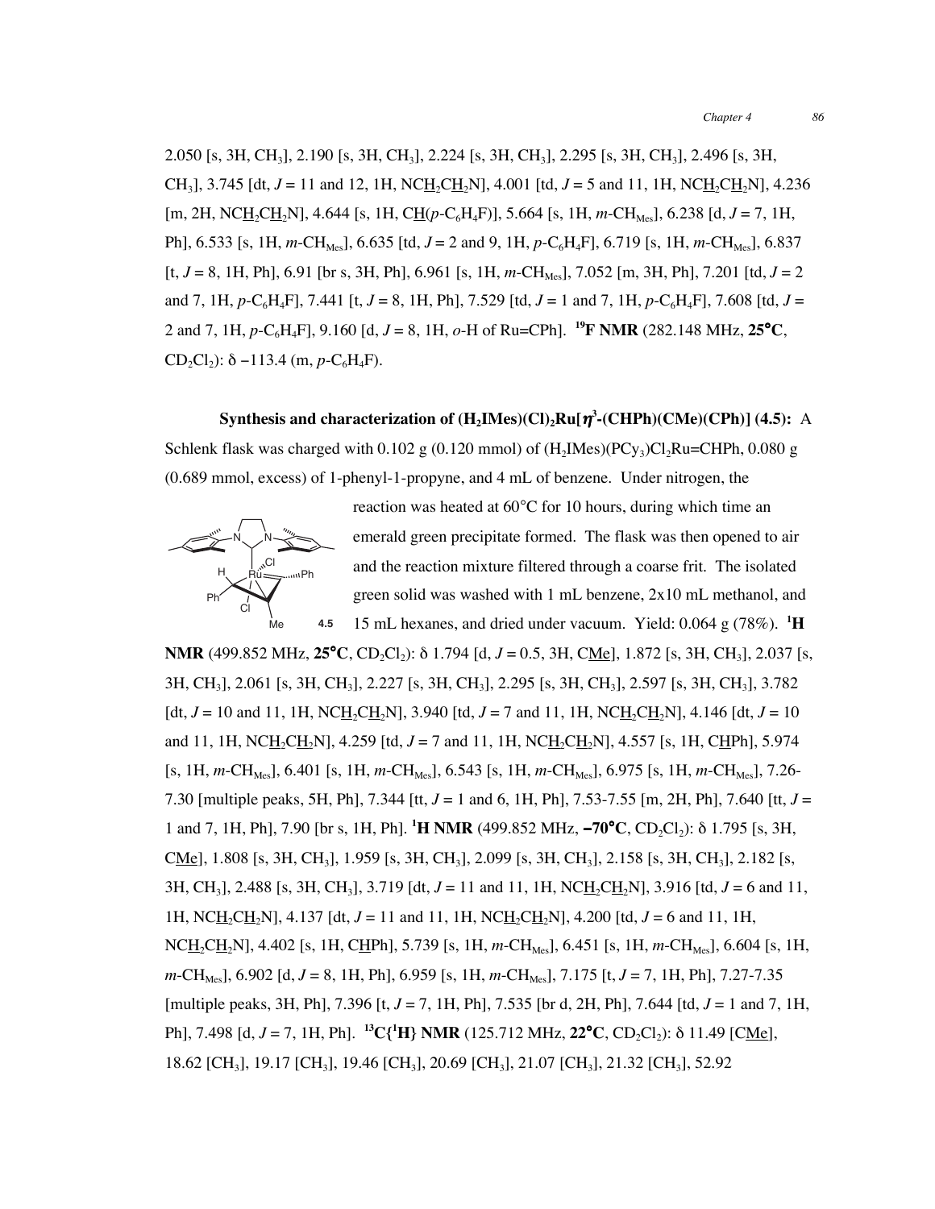2.050 [s, 3H, $CH_3$], 2.190 [s, 3H, $CH_3$], 2.224 [s, 3H, $CH_3$], 2.295 [s, 3H, $CH_3$], 2.496 [s, 3H, $CH_3$], 3.745 [dt, *J* = 11 and 12, 1H, NC<u>H</u>$_2$C<u>H</u>$_2$N], 4.001 [td, *J* = 5 and 11, 1H, NC<u>H</u>$_2$C<u>H</u>$_2$N], 4.236 [m, 2H, NC<u>H</u>$_2$C<u>H</u>$_2$N], 4.644 [s, 1H, C<u>H</u>(*p*-$C_6H_4F$)], 5.664 [s, 1H, *m*-$CH_{Mes}$], 6.238 [d, *J* = 7, 1H, Ph], 6.533 [s, 1H, *m*-$CH_{Mes}$], 6.635 [td, *J* = 2 and 9, 1H, *p*-$C_6H_4F$], 6.719 [s, 1H, *m*-$CH_{Mes}$], 6.837 [t, *J* = 8, 1H, Ph], 6.91 [br s, 3H, Ph], 6.961 [s, 1H, *m*-$CH_{Mes}$], 7.052 [m, 3H, Ph], 7.201 [td, *J* = 2 and 7, 1H, *p*-$C_6H_4F$], 7.441 [t, *J* = 8, 1H, Ph], 7.529 [td, *J* = 1 and 7, 1H, *p*-$C_6H_4F$], 7.608 [td, *J* = 2 and 7, 1H, *p*-$C_6H_4F$], 9.160 [d, *J* = 8, 1H, *o*-H of Ru=CPh]. **$^{19}$F NMR** (282.148 MHz, **25°C**, $CD_2Cl_2$): δ −113.4 (m, *p*-$C_6H_4F$).

**Synthesis and characterization of ($H_2$IMes)$(Cl)_2$Ru[$\eta^3$-(CHPh)(CMe)(CPh)] (4.5):** A Schlenk flask was charged with 0.102 g (0.120 mmol) of ($H_2$IMes)($PCy_3$)$Cl_2$Ru=CHPh, 0.080 g (0.689 mmol, excess) of 1-phenyl-1-propyne, and 4 mL of benzene. Under nitrogen, the reaction was heated at 60°C for 10 hours, during which time an emerald green precipitate formed. The flask was then opened to air and the reaction mixture filtered through a coarse frit. The isolated green solid was washed with 1 mL benzene, 2x10 mL methanol, and 15 mL hexanes, and dried under vacuum. Yield: 0.064 g (78%). **$^1$H NMR** (499.852 MHz, **25°C**, $CD_2Cl_2$): δ 1.794 [d, *J* = 0.5, 3H, C<u>Me</u>], 1.872 [s, 3H, $CH_3$], 2.037 [s, 3H, $CH_3$], 2.061 [s, 3H, $CH_3$], 2.227 [s, 3H, $CH_3$], 2.295 [s, 3H, $CH_3$], 2.597 [s, 3H, $CH_3$], 3.782 [dt, *J* = 10 and 11, 1H, NC<u>H</u>$_2$C<u>H</u>$_2$N], 3.940 [td, *J* = 7 and 11, 1H, NC<u>H</u>$_2$C<u>H</u>$_2$N], 4.146 [dt, *J* = 10 and 11, 1H, NC<u>H</u>$_2$C<u>H</u>$_2$N], 4.259 [td, *J* = 7 and 11, 1H, NC<u>H</u>$_2$C<u>H</u>$_2$N], 4.557 [s, 1H, C<u>H</u>Ph], 5.974 [s, 1H, *m*-$CH_{Mes}$], 6.401 [s, 1H, *m*-$CH_{Mes}$], 6.543 [s, 1H, *m*-$CH_{Mes}$], 6.975 [s, 1H, *m*-$CH_{Mes}$], 7.26-7.30 [multiple peaks, 5H, Ph], 7.344 [tt, *J* = 1 and 6, 1H, Ph], 7.53-7.55 [m, 2H, Ph], 7.640 [tt, *J* = 1 and 7, 1H, Ph], 7.90 [br s, 1H, Ph]. **$^1$H NMR** (499.852 MHz, **−70°C**, $CD_2Cl_2$): δ 1.795 [s, 3H, C<u>Me</u>], 1.808 [s, 3H, $CH_3$], 1.959 [s, 3H, $CH_3$], 2.099 [s, 3H, $CH_3$], 2.158 [s, 3H, $CH_3$], 2.182 [s, 3H, $CH_3$], 2.488 [s, 3H, $CH_3$], 3.719 [dt, *J* = 11 and 11, 1H, NC<u>H</u>$_2$C<u>H</u>$_2$N], 3.916 [td, *J* = 6 and 11, 1H, NC<u>H</u>$_2$C<u>H</u>$_2$N], 4.137 [dt, *J* = 11 and 11, 1H, NC<u>H</u>$_2$C<u>H</u>$_2$N], 4.200 [td, *J* = 6 and 11, 1H, NC<u>H</u>$_2$C<u>H</u>$_2$N], 4.402 [s, 1H, C<u>H</u>Ph], 5.739 [s, 1H, *m*-$CH_{Mes}$], 6.451 [s, 1H, *m*-$CH_{Mes}$], 6.604 [s, 1H, *m*-$CH_{Mes}$], 6.902 [d, *J* = 8, 1H, Ph], 6.959 [s, 1H, *m*-$CH_{Mes}$], 7.175 [t, *J* = 7, 1H, Ph], 7.27-7.35 [multiple peaks, 3H, Ph], 7.396 [t, *J* = 7, 1H, Ph], 7.535 [br d, 2H, Ph], 7.644 [td, *J* = 1 and 7, 1H, Ph], 7.498 [d, *J* = 7, 1H, Ph]. **$^{13}$C{$^1$H} NMR** (125.712 MHz, **22°C**, $CD_2Cl_2$): δ 11.49 [C<u>Me</u>], 18.62 [$CH_3$], 19.17 [$CH_3$], 19.46 [$CH_3$], 20.69 [$CH_3$], 21.07 [$CH_3$], 21.32 [$CH_3$], 52.92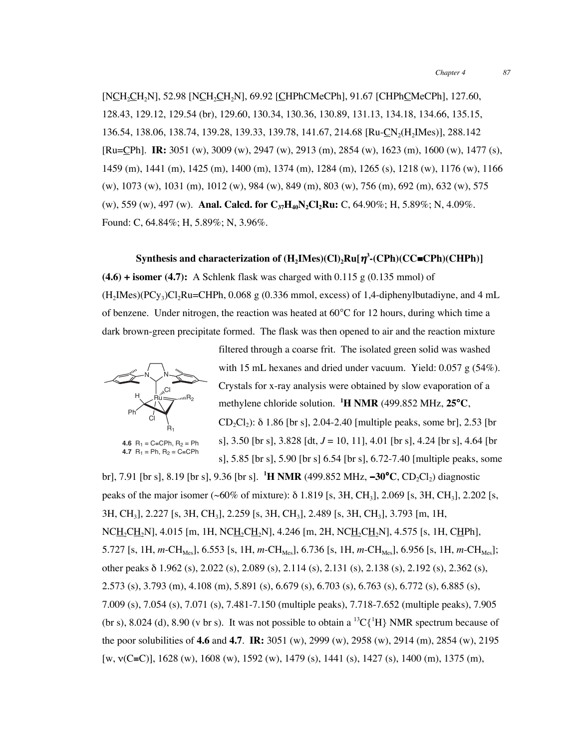[N<u>C</u>H$_2$<u>C</u>H$_2$N], 52.98 [N<u>C</u>H$_2$<u>C</u>H$_2$N], 69.92 [<u>C</u>HPhCMeCPh], 91.67 [CHPh<u>C</u>MeCPh], 127.60, 128.43, 129.12, 129.54 (br), 129.60, 130.34, 130.36, 130.89, 131.13, 134.18, 134.66, 135.15, 136.54, 138.06, 138.74, 139.28, 139.33, 139.78, 141.67, 214.68 [Ru-<u>C</u>N$_2$(H$_2$IMes)], 288.142 [Ru=<u>C</u>Ph]. **IR:** 3051 (w), 3009 (w), 2947 (w), 2913 (m), 2854 (w), 1623 (m), 1600 (w), 1477 (s), 1459 (m), 1441 (m), 1425 (m), 1400 (m), 1374 (m), 1284 (m), 1265 (s), 1218 (w), 1176 (w), 1166 (w), 1073 (w), 1031 (m), 1012 (w), 984 (w), 849 (m), 803 (w), 756 (m), 692 (m), 632 (w), 575 (w), 559 (w), 497 (w). **Anal. Calcd. for $C_{37}H_{40}N_2Cl_2Ru$:** C, 64.90%; H, 5.89%; N, 4.09%. Found: C, 64.84%; H, 5.89%; N, 3.96%.

**Synthesis and characterization of (H$_2$IMes)(Cl)$_2$Ru[$\eta^3$-(CPh)(CC≡CPh)(CHPh)] (4.6) + isomer (4.7):** A Schlenk flask was charged with 0.115 g (0.135 mmol) of (H$_2$IMes)(PCy$_3$)Cl$_2$Ru=CHPh, 0.068 g (0.336 mmol, excess) of 1,4-diphenylbutadiyne, and 4 mL of benzene. Under nitrogen, the reaction was heated at 60°C for 12 hours, during which time a dark brown-green precipitate formed. The flask was then opened to air and the reaction mixture filtered through a coarse frit. The isolated green solid was washed with 15 mL hexanes and dried under vacuum. Yield: 0.057 g (54%). Crystals for x-ray analysis were obtained by slow evaporation of a methylene chloride solution. **$^1$H NMR** (499.852 MHz, **25°C**, CD$_2$Cl$_2$): δ 1.86 [br s], 2.04-2.40 [multiple peaks, some br], 2.53 [br s], 3.50 [br s], 3.828 [dt, $J$ = 10, 11], 4.01 [br s], 4.24 [br s], 4.64 [br s], 5.85 [br s], 5.90 [br s] 6.54 [br s], 6.72-7.40 [multiple peaks, some br], 7.91 [br s], 8.19 [br s], 9.36 [br s]. **$^1$H NMR** (499.852 MHz, **–30°C**, CD$_2$Cl$_2$) diagnostic peaks of the major isomer (~60% of mixture): δ 1.819 [s, 3H, CH$_3$], 2.069 [s, 3H, CH$_3$], 2.202 [s, 3H, CH$_3$], 2.227 [s, 3H, CH$_3$], 2.259 [s, 3H, CH$_3$], 2.489 [s, 3H, CH$_3$], 3.793 [m, 1H, NC<u>H</u>$_2$C<u>H</u>$_2$N], 4.015 [m, 1H, NC<u>H</u>$_2$C<u>H</u>$_2$N], 4.246 [m, 2H, NC<u>H</u>$_2$C<u>H</u>$_2$N], 4.575 [s, 1H, C<u>H</u>Ph], 5.727 [s, 1H, $m$-CH$_{Mes}$], 6.553 [s, 1H, $m$-CH$_{Mes}$], 6.736 [s, 1H, $m$-CH$_{Mes}$], 6.956 [s, 1H, $m$-CH$_{Mes}$]; other peaks δ 1.962 (s), 2.022 (s), 2.089 (s), 2.114 (s), 2.131 (s), 2.138 (s), 2.192 (s), 2.362 (s), 2.573 (s), 3.793 (m), 4.108 (m), 5.891 (s), 6.679 (s), 6.703 (s), 6.763 (s), 6.772 (s), 6.885 (s), 7.009 (s), 7.054 (s), 7.071 (s), 7.481-7.150 (multiple peaks), 7.718-7.652 (multiple peaks), 7.905 (br s), 8.024 (d), 8.90 (v br s). It was not possible to obtain a $^{13}$C{$^1$H} NMR spectrum because of the poor solubilities of **4.6** and **4.7**. **IR:** 3051 (w), 2999 (w), 2958 (w), 2914 (m), 2854 (w), 2195 [w, ν(C≡C)], 1628 (w), 1608 (w), 1592 (w), 1479 (s), 1441 (s), 1427 (s), 1400 (m), 1375 (m),

**4.6** R$_1$ = C≡CPh, R$_2$ = Ph
**4.7** R$_1$ = Ph, R$_2$ = C≡CPh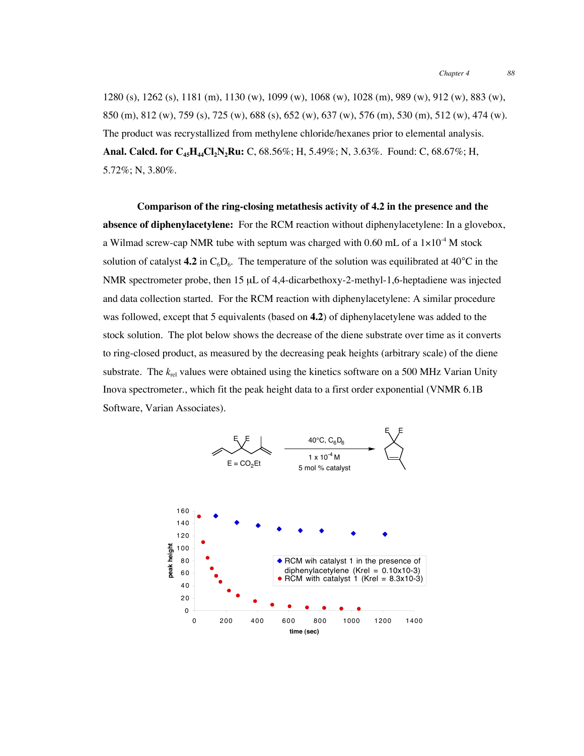1280 (s), 1262 (s), 1181 (m), 1130 (w), 1099 (w), 1068 (w), 1028 (m), 989 (w), 912 (w), 883 (w), 850 (m), 812 (w), 759 (s), 725 (w), 688 (s), 652 (w), 637 (w), 576 (m), 530 (m), 512 (w), 474 (w). The product was recrystallized from methylene chloride/hexanes prior to elemental analysis. **Anal. Calcd. for $C_{45}H_{44}Cl_2N_2Ru$:** C, 68.56%; H, 5.49%; N, 3.63%. Found: C, 68.67%; H, 5.72%; N, 3.80%.

**Comparison of the ring-closing metathesis activity of 4.2 in the presence and the absence of diphenylacetylene:** For the RCM reaction without diphenylacetylene: In a glovebox, a Wilmad screw-cap NMR tube with septum was charged with 0.60 mL of a $1{\times}10^{-4}$ M stock solution of catalyst **4.2** in $C_6D_6$. The temperature of the solution was equilibrated at 40°C in the NMR spectrometer probe, then 15 μL of 4,4-dicarbethoxy-2-methyl-1,6-heptadiene was injected and data collection started. For the RCM reaction with diphenylacetylene: A similar procedure was followed, except that 5 equivalents (based on **4.2**) of diphenylacetylene was added to the stock solution. The plot below shows the decrease of the diene substrate over time as it converts to ring-closed product, as measured by the decreasing peak heights (arbitrary scale) of the diene substrate. The $k_{rel}$ values were obtained using the kinetics software on a 500 MHz Varian Unity Inova spectrometer., which fit the peak height data to a first order exponential (VNMR 6.1B Software, Varian Associates).

E = $CO_2Et$ — 40°C, $C_6D_6$; $1 \times 10^{-4}$ M; 5 mol % catalyst

◆ RCM wih catalyst 1 in the presence of diphenylacetylene (Krel = 0.10x10-3)
● RCM with catalyst 1 (Krel = 8.3x10-3)

peak height vs. time (sec)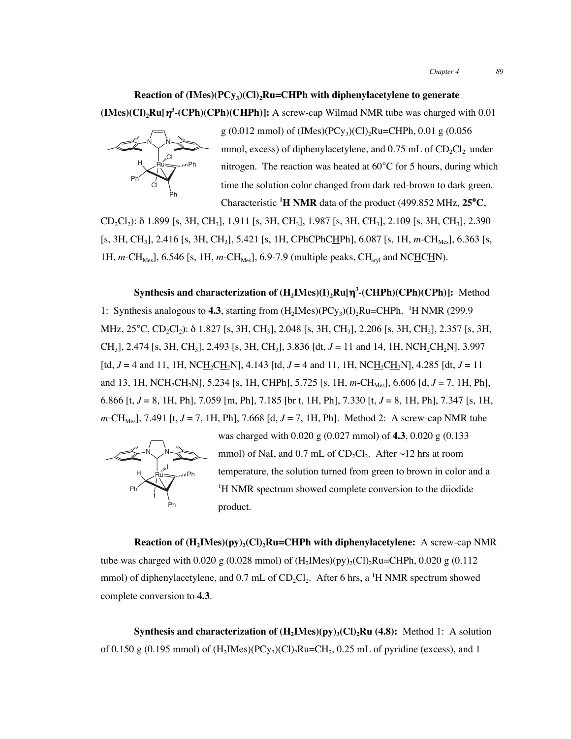**Reaction of (IMes)($PCy_3$)$(Cl)_2$Ru=CHPh with diphenylacetylene to generate (IMes)$(Cl)_2$Ru[$\eta^3$-(CPh)(CPh)(CHPh)]:** A screw-cap Wilmad NMR tube was charged with 0.01 g (0.012 mmol) of (IMes)($PCy_3$)$(Cl)_2$Ru=CHPh, 0.01 g (0.056 mmol, excess) of diphenylacetylene, and 0.75 mL of $CD_2Cl_2$ under nitrogen. The reaction was heated at 60°C for 5 hours, during which time the solution color changed from dark red-brown to dark green. Characteristic **$^1$H NMR** data of the product (499.852 MHz, **25°C**, $CD_2Cl_2$): δ 1.899 [s, 3H, $CH_3$], 1.911 [s, 3H, $CH_3$], 1.987 [s, 3H, $CH_3$], 2.109 [s, 3H, $CH_3$], 2.390 [s, 3H, $CH_3$], 2.416 [s, 3H, $CH_3$], 5.421 [s, 1H, CPhCPhC<u>H</u>Ph], 6.087 [s, 1H, *m*-$CH_{Mes}$], 6.363 [s, 1H, *m*-$CH_{Mes}$], 6.546 [s, 1H, *m*-$CH_{Mes}$], 6.9-7.9 (multiple peaks, $CH_{aryl}$ and NC<u>H</u>C<u>H</u>N).

**Synthesis and characterization of ($H_2$IMes)$(I)_2$Ru[$\eta^3$-(CHPh)(CPh)(CPh)]:** Method 1: Synthesis analogous to **4.3**, starting from ($H_2$IMes)($PCy_3$)$(I)_2$Ru=CHPh. $^1$H NMR (299.9 MHz, 25°C, $CD_2Cl_2$): δ 1.827 [s, 3H, $CH_3$], 2.048 [s, 3H, $CH_3$], 2.206 [s, 3H, $CH_3$], 2.357 [s, 3H, $CH_3$], 2.474 [s, 3H, $CH_3$], 2.493 [s, 3H, $CH_3$], 3.836 [dt, $J$ = 11 and 14, 1H, NC<u>H$_2$</u>C<u>H$_2$</u>N], 3.997 [td, $J$ = 4 and 11, 1H, NC<u>H$_2$</u>C<u>H$_2$</u>N], 4.143 [td, $J$ = 4 and 11, 1H, NC<u>H$_2$</u>C<u>H$_2$</u>N], 4.285 [dt, $J$ = 11 and 13, 1H, NC<u>H$_2$</u>C<u>H$_2$</u>N], 5.234 [s, 1H, C<u>H</u>Ph], 5.725 [s, 1H, *m*-$CH_{Mes}$], 6.606 [d, $J$ = 7, 1H, Ph], 6.866 [t, $J$ = 8, 1H, Ph], 7.059 [m, Ph], 7.185 [br t, 1H, Ph], 7.330 [t, $J$ = 8, 1H, Ph], 7.347 [s, 1H, *m*-$CH_{Mes}$], 7.491 [t, $J$ = 7, 1H, Ph], 7.668 [d, $J$ = 7, 1H, Ph]. Method 2: A screw-cap NMR tube was charged with 0.020 g (0.027 mmol) of **4.3**, 0.020 g (0.133 mmol) of NaI, and 0.7 mL of $CD_2Cl_2$. After ~12 hrs at room temperature, the solution turned from green to brown in color and a $^1$H NMR spectrum showed complete conversion to the diiodide product.

**Reaction of ($H_2$IMes)$(py)_2(Cl)_2$Ru=CHPh with diphenylacetylene:** A screw-cap NMR tube was charged with 0.020 g (0.028 mmol) of ($H_2$IMes)$(py)_2(Cl)_2$Ru=CHPh, 0.020 g (0.112 mmol) of diphenylacetylene, and 0.7 mL of $CD_2Cl_2$. After 6 hrs, a $^1$H NMR spectrum showed complete conversion to **4.3**.

**Synthesis and characterization of ($H_2$IMes)$(py)_3(Cl)_2$Ru (4.8):** Method 1: A solution of 0.150 g (0.195 mmol) of ($H_2$IMes)($PCy_3$)$(Cl)_2$Ru=$CH_2$, 0.25 mL of pyridine (excess), and 1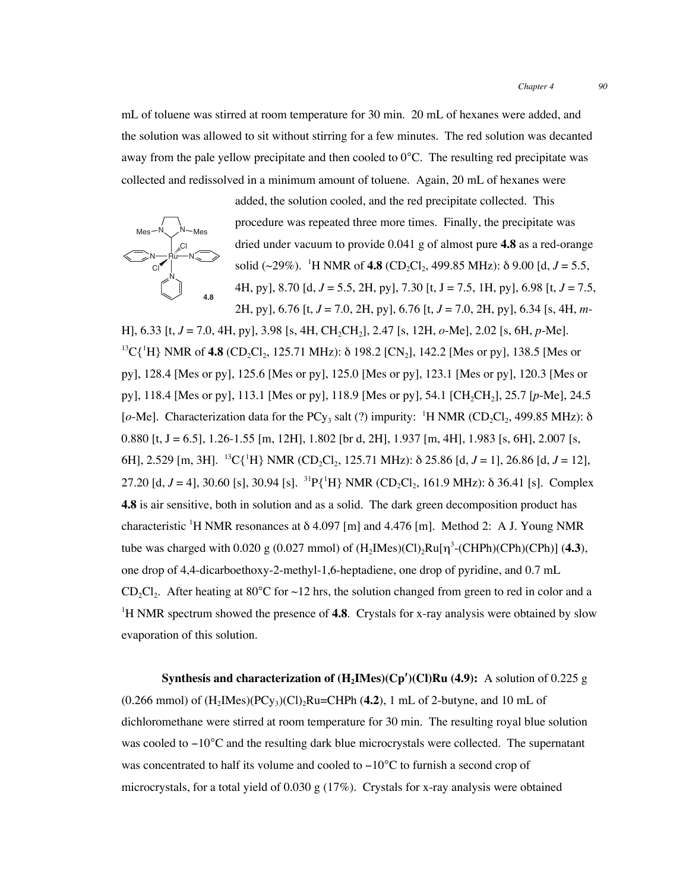mL of toluene was stirred at room temperature for 30 min. 20 mL of hexanes were added, and the solution was allowed to sit without stirring for a few minutes. The red solution was decanted away from the pale yellow precipitate and then cooled to 0°C. The resulting red precipitate was collected and redissolved in a minimum amount of toluene. Again, 20 mL of hexanes were added, the solution cooled, and the red precipitate collected. This procedure was repeated three more times. Finally, the precipitate was dried under vacuum to provide 0.041 g of almost pure **4.8** as a red-orange solid (~29%). $^1$H NMR of **4.8** ($CD_2Cl_2$, 499.85 MHz): δ 9.00 [d, *J* = 5.5, 4H, py], 8.70 [d, *J* = 5.5, 2H, py], 7.30 [t, J = 7.5, 1H, py], 6.98 [t, *J* = 7.5, 2H, py], 6.76 [t, *J* = 7.0, 2H, py], 6.76 [t, *J* = 7.0, 2H, py], 6.34 [s, 4H, *m*-H], 6.33 [t, *J* = 7.0, 4H, py], 3.98 [s, 4H, $CH_2CH_2$], 2.47 [s, 12H, *o*-Me], 2.02 [s, 6H, *p*-Me]. $^{13}$C{$^1$H} NMR of **4.8** ($CD_2Cl_2$, 125.71 MHz): δ 198.2 [$CN_2$], 142.2 [Mes or py], 138.5 [Mes or py], 128.4 [Mes or py], 125.6 [Mes or py], 125.0 [Mes or py], 123.1 [Mes or py], 120.3 [Mes or py], 118.4 [Mes or py], 113.1 [Mes or py], 118.9 [Mes or py], 54.1 [$CH_2CH_2$], 25.7 [*p*-Me], 24.5 [*o*-Me]. Characterization data for the $PCy_3$ salt (?) impurity: $^1$H NMR ($CD_2Cl_2$, 499.85 MHz): δ 0.880 [t, J = 6.5], 1.26-1.55 [m, 12H], 1.802 [br d, 2H], 1.937 [m, 4H], 1.983 [s, 6H], 2.007 [s, 6H], 2.529 [m, 3H]. $^{13}$C{$^1$H} NMR ($CD_2Cl_2$, 125.71 MHz): δ 25.86 [d, *J* = 1], 26.86 [d, *J* = 12], 27.20 [d, *J* = 4], 30.60 [s], 30.94 [s]. $^{31}$P{$^1$H} NMR ($CD_2Cl_2$, 161.9 MHz): δ 36.41 [s]. Complex **4.8** is air sensitive, both in solution and as a solid. The dark green decomposition product has characteristic $^1$H NMR resonances at δ 4.097 [m] and 4.476 [m]. Method 2: A J. Young NMR tube was charged with 0.020 g (0.027 mmol) of ($H_2$IMes)(Cl)$_2$Ru[$\eta^3$-(CHPh)(CPh)(CPh)] (**4.3**), one drop of 4,4-dicarboethoxy-2-methyl-1,6-heptadiene, one drop of pyridine, and 0.7 mL $CD_2Cl_2$. After heating at 80°C for ~12 hrs, the solution changed from green to red in color and a $^1$H NMR spectrum showed the presence of **4.8**. Crystals for x-ray analysis were obtained by slow evaporation of this solution.

**Synthesis and characterization of ($H_2$IMes)(Cp′)(Cl)Ru (4.9):** A solution of 0.225 g (0.266 mmol) of ($H_2$IMes)($PCy_3$)(Cl)$_2$Ru=CHPh (**4.2**), 1 mL of 2-butyne, and 10 mL of dichloromethane were stirred at room temperature for 30 min. The resulting royal blue solution was cooled to −10°C and the resulting dark blue microcrystals were collected. The supernatant was concentrated to half its volume and cooled to −10°C to furnish a second crop of microcrystals, for a total yield of 0.030 g (17%). Crystals for x-ray analysis were obtained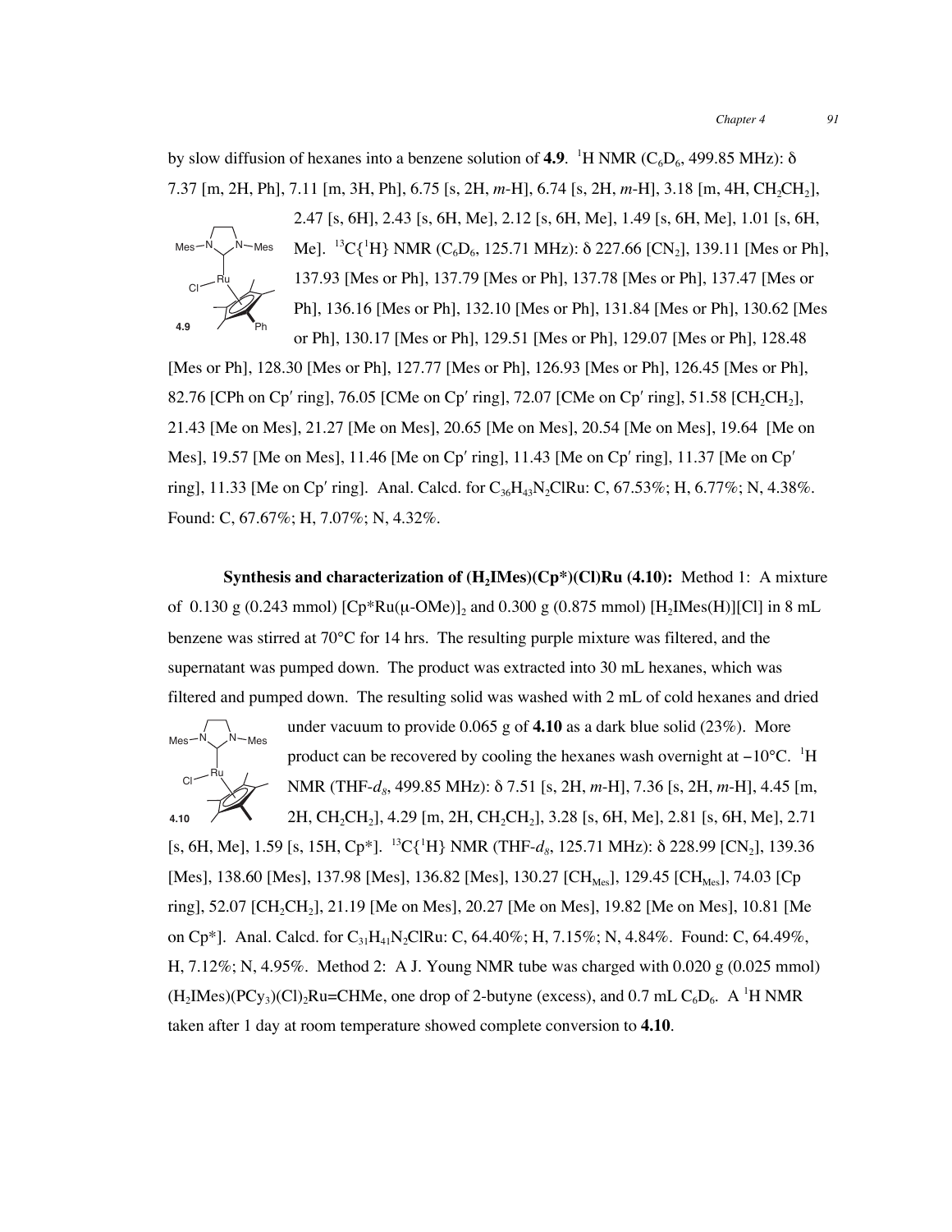by slow diffusion of hexanes into a benzene solution of **4.9**. $^{1}$H NMR ($C_6D_6$, 499.85 MHz): δ 7.37 [m, 2H, Ph], 7.11 [m, 3H, Ph], 6.75 [s, 2H, *m*-H], 6.74 [s, 2H, *m*-H], 3.18 [m, 4H, $CH_2CH_2$], 2.47 [s, 6H], 2.43 [s, 6H, Me], 2.12 [s, 6H, Me], 1.49 [s, 6H, Me], 1.01 [s, 6H, Me]. $^{13}$C{$^{1}$H} NMR ($C_6D_6$, 125.71 MHz): δ 227.66 [$CN_2$], 139.11 [Mes or Ph], 137.93 [Mes or Ph], 137.79 [Mes or Ph], 137.78 [Mes or Ph], 137.47 [Mes or Ph], 136.16 [Mes or Ph], 132.10 [Mes or Ph], 131.84 [Mes or Ph], 130.62 [Mes or Ph], 130.17 [Mes or Ph], 129.51 [Mes or Ph], 129.07 [Mes or Ph], 128.48 [Mes or Ph], 128.30 [Mes or Ph], 127.77 [Mes or Ph], 126.93 [Mes or Ph], 126.45 [Mes or Ph], 82.76 [CPh on Cp′ ring], 76.05 [CMe on Cp′ ring], 72.07 [CMe on Cp′ ring], 51.58 [$CH_2CH_2$], 21.43 [Me on Mes], 21.27 [Me on Mes], 20.65 [Me on Mes], 20.54 [Me on Mes], 19.64 [Me on Mes], 19.57 [Me on Mes], 11.46 [Me on Cp′ ring], 11.43 [Me on Cp′ ring], 11.37 [Me on Cp′ ring], 11.33 [Me on Cp′ ring]. Anal. Calcd. for $C_{36}H_{43}N_2ClRu$: C, 67.53%; H, 6.77%; N, 4.38%. Found: C, 67.67%; H, 7.07%; N, 4.32%.

**Synthesis and characterization of ($H_2$IMes)(Cp*)(Cl)Ru (4.10):** Method 1: A mixture of 0.130 g (0.243 mmol) [Cp*Ru(μ-OMe)]$_2$ and 0.300 g (0.875 mmol) [$H_2$IMes(H)][Cl] in 8 mL benzene was stirred at 70°C for 14 hrs. The resulting purple mixture was filtered, and the supernatant was pumped down. The product was extracted into 30 mL hexanes, which was filtered and pumped down. The resulting solid was washed with 2 mL of cold hexanes and dried under vacuum to provide 0.065 g of **4.10** as a dark blue solid (23%). More product can be recovered by cooling the hexanes wash overnight at −10°C. $^{1}$H NMR (THF-$d_8$, 499.85 MHz): δ 7.51 [s, 2H, *m*-H], 7.36 [s, 2H, *m*-H], 4.45 [m, 2H, $CH_2CH_2$], 4.29 [m, 2H, $CH_2CH_2$], 3.28 [s, 6H, Me], 2.81 [s, 6H, Me], 2.71 [s, 6H, Me], 1.59 [s, 15H, Cp*]. $^{13}$C{$^{1}$H} NMR (THF-$d_8$, 125.71 MHz): δ 228.99 [$CN_2$], 139.36 [Mes], 138.60 [Mes], 137.98 [Mes], 136.82 [Mes], 130.27 [$CH_{Mes}$], 129.45 [$CH_{Mes}$], 74.03 [Cp ring], 52.07 [$CH_2CH_2$], 21.19 [Me on Mes], 20.27 [Me on Mes], 19.82 [Me on Mes], 10.81 [Me on Cp*]. Anal. Calcd. for $C_{31}H_{41}N_2ClRu$: C, 64.40%; H, 7.15%; N, 4.84%. Found: C, 64.49%, H, 7.12%; N, 4.95%. Method 2: A J. Young NMR tube was charged with 0.020 g (0.025 mmol) ($H_2$IMes)($PCy_3$)(Cl)$_2$Ru=CHMe, one drop of 2-butyne (excess), and 0.7 mL $C_6D_6$. A $^{1}$H NMR taken after 1 day at room temperature showed complete conversion to **4.10**.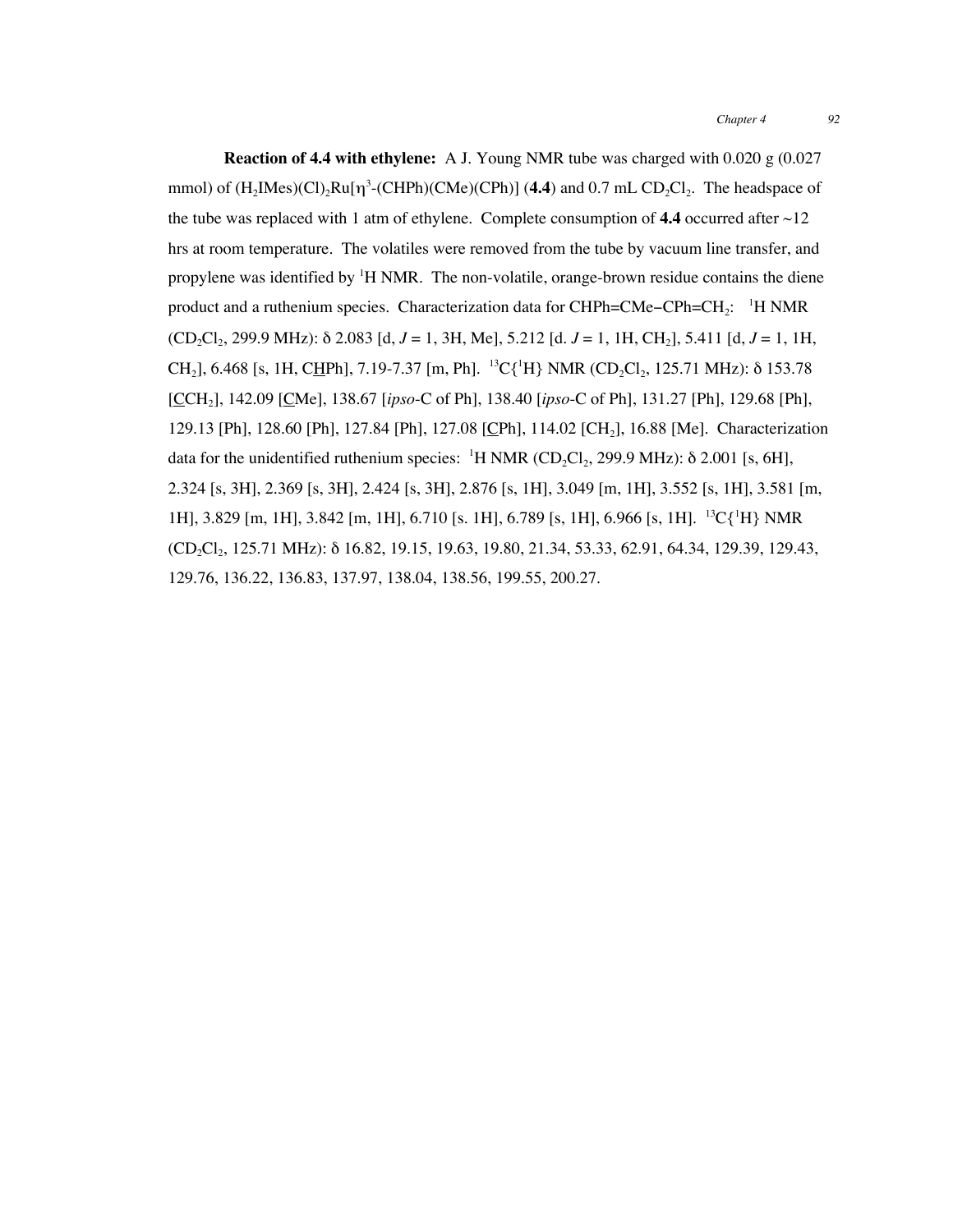**Reaction of 4.4 with ethylene:** A J. Young NMR tube was charged with 0.020 g (0.027 mmol) of $(H_2IMes)(Cl)_2Ru[\eta^3\text{-}(CHPh)(CMe)(CPh)]$ (**4.4**) and 0.7 mL $CD_2Cl_2$. The headspace of the tube was replaced with 1 atm of ethylene. Complete consumption of **4.4** occurred after ~12 hrs at room temperature. The volatiles were removed from the tube by vacuum line transfer, and propylene was identified by $^1H$ NMR. The non-volatile, orange-brown residue contains the diene product and a ruthenium species. Characterization data for $CHPh{=}CMe{-}CPh{=}CH_2$: $^1H$ NMR ($CD_2Cl_2$, 299.9 MHz): δ 2.083 [d, $J$ = 1, 3H, Me], 5.212 [d. $J$ = 1, 1H, $CH_2$], 5.411 [d, $J$ = 1, 1H, $CH_2$], 6.468 [s, 1H, C<u>H</u>Ph], 7.19-7.37 [m, Ph]. $^{13}C\{^1H\}$ NMR ($CD_2Cl_2$, 125.71 MHz): δ 153.78 [<u>C</u>$CH_2$], 142.09 [<u>C</u>Me], 138.67 [*ipso*-C of Ph], 138.40 [*ipso*-C of Ph], 131.27 [Ph], 129.68 [Ph], 129.13 [Ph], 128.60 [Ph], 127.84 [Ph], 127.08 [<u>C</u>Ph], 114.02 [$CH_2$], 16.88 [Me]. Characterization data for the unidentified ruthenium species: $^1H$ NMR ($CD_2Cl_2$, 299.9 MHz): δ 2.001 [s, 6H], 2.324 [s, 3H], 2.369 [s, 3H], 2.424 [s, 3H], 2.876 [s, 1H], 3.049 [m, 1H], 3.552 [s, 1H], 3.581 [m, 1H], 3.829 [m, 1H], 3.842 [m, 1H], 6.710 [s. 1H], 6.789 [s, 1H], 6.966 [s, 1H]. $^{13}C\{^1H\}$ NMR ($CD_2Cl_2$, 125.71 MHz): δ 16.82, 19.15, 19.63, 19.80, 21.34, 53.33, 62.91, 64.34, 129.39, 129.43, 129.76, 136.22, 136.83, 137.97, 138.04, 138.56, 199.55, 200.27.